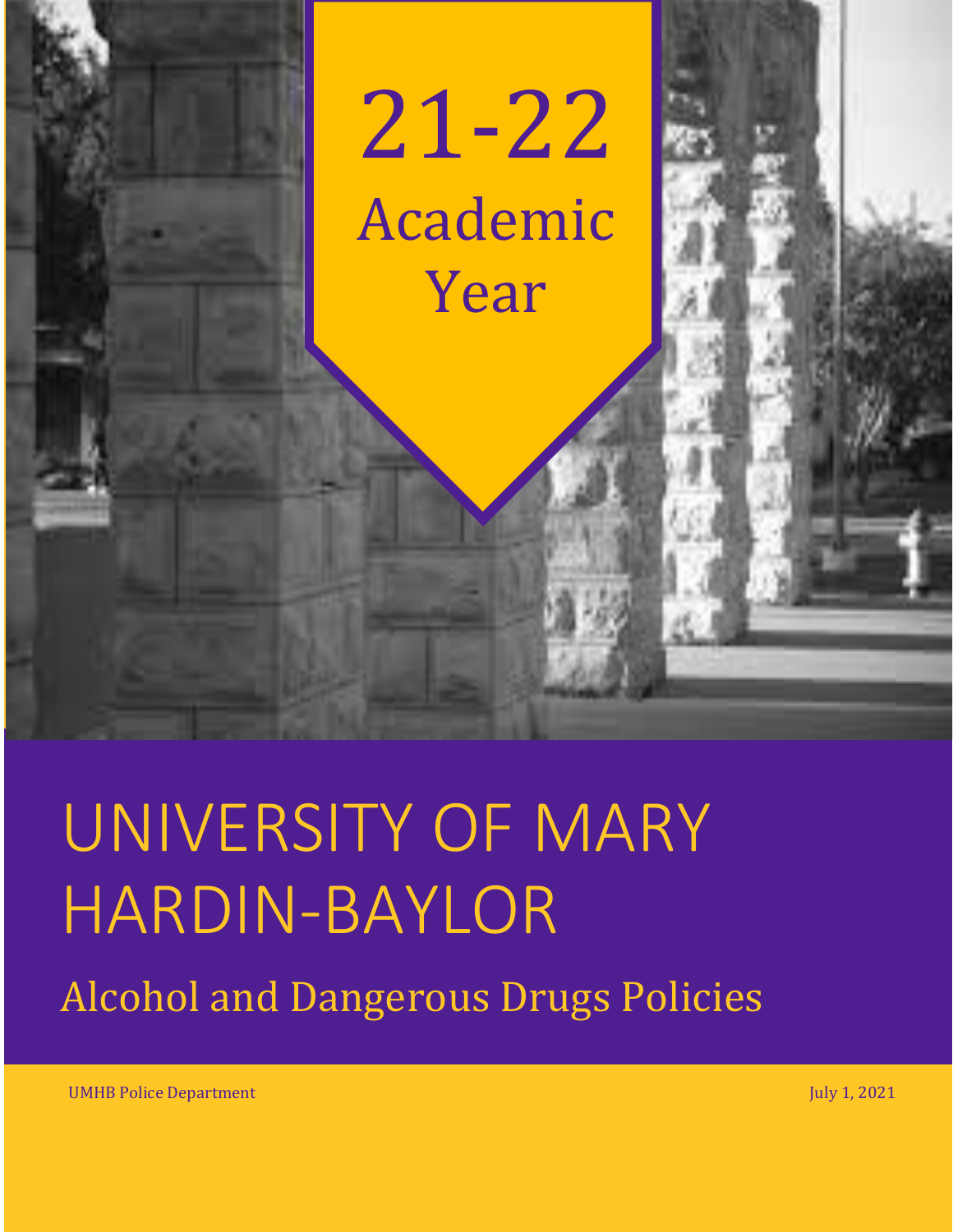# 21-22 Academic Year

# UNIVERSITY OF MARY HARDIN-BAYLOR

## Alcohol and Dangerous Drugs Policies

UMHB Police Department

July 1, 2021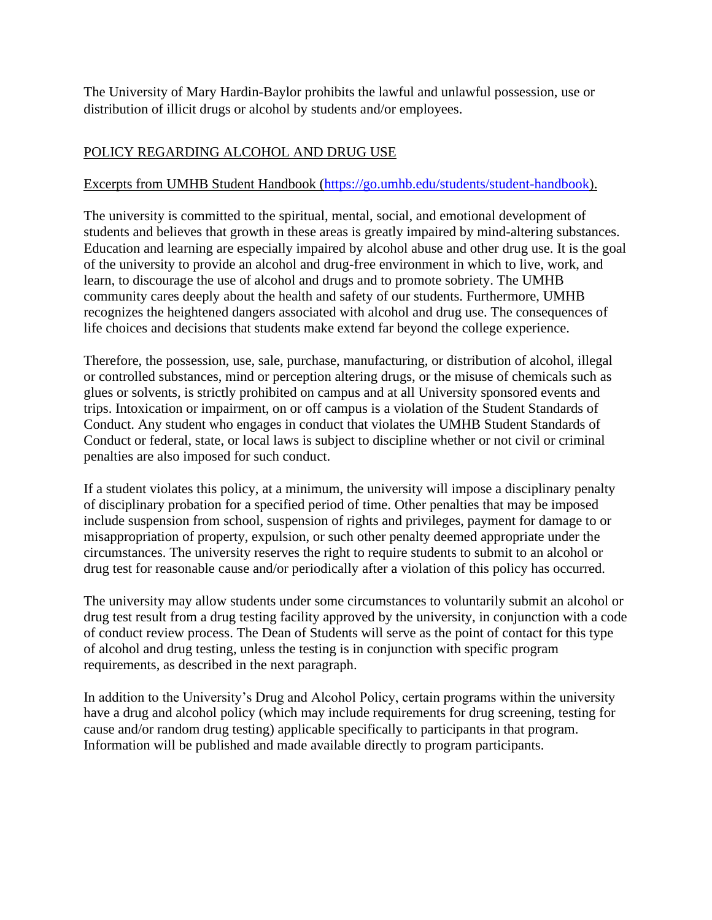The University of Mary Hardin-Baylor prohibits the lawful and unlawful possession, use or distribution of illicit drugs or alcohol by students and/or employees.

## POLICY REGARDING ALCOHOL AND DRUG USE

Excerpts from UMHB Student Handbook ([https://go.umhb.edu/students/student-handbook](https://go.umhb.edu/students/student-handbook)).

The university is committed to the spiritual, mental, social, and emotional development of students and believes that growth in these areas is greatly impaired by mind-altering substances. Education and learning are especially impaired by alcohol abuse and other drug use. It is the goal of the university to provide an alcohol and drug-free environment in which to live, work, and learn, to discourage the use of alcohol and drugs and to promote sobriety. The UMHB community cares deeply about the health and safety of our students. Furthermore, UMHB recognizes the heightened dangers associated with alcohol and drug use. The consequences of life choices and decisions that students make extend far beyond the college experience.

Therefore, the possession, use, sale, purchase, manufacturing, or distribution of alcohol, illegal or controlled substances, mind or perception altering drugs, or the misuse of chemicals such as glues or solvents, is strictly prohibited on campus and at all University sponsored events and trips. Intoxication or impairment, on or off campus is a violation of the Student Standards of Conduct. Any student who engages in conduct that violates the UMHB Student Standards of Conduct or federal, state, or local laws is subject to discipline whether or not civil or criminal penalties are also imposed for such conduct.

If a student violates this policy, at a minimum, the university will impose a disciplinary penalty of disciplinary probation for a specified period of time. Other penalties that may be imposed include suspension from school, suspension of rights and privileges, payment for damage to or misappropriation of property, expulsion, or such other penalty deemed appropriate under the circumstances. The university reserves the right to require students to submit to an alcohol or drug test for reasonable cause and/or periodically after a violation of this policy has occurred.

The university may allow students under some circumstances to voluntarily submit an alcohol or drug test result from a drug testing facility approved by the university, in conjunction with a code of conduct review process. The Dean of Students will serve as the point of contact for this type of alcohol and drug testing, unless the testing is in conjunction with specific program requirements, as described in the next paragraph.

In addition to the University's Drug and Alcohol Policy, certain programs within the university have a drug and alcohol policy (which may include requirements for drug screening, testing for cause and/or random drug testing) applicable specifically to participants in that program. Information will be published and made available directly to program participants.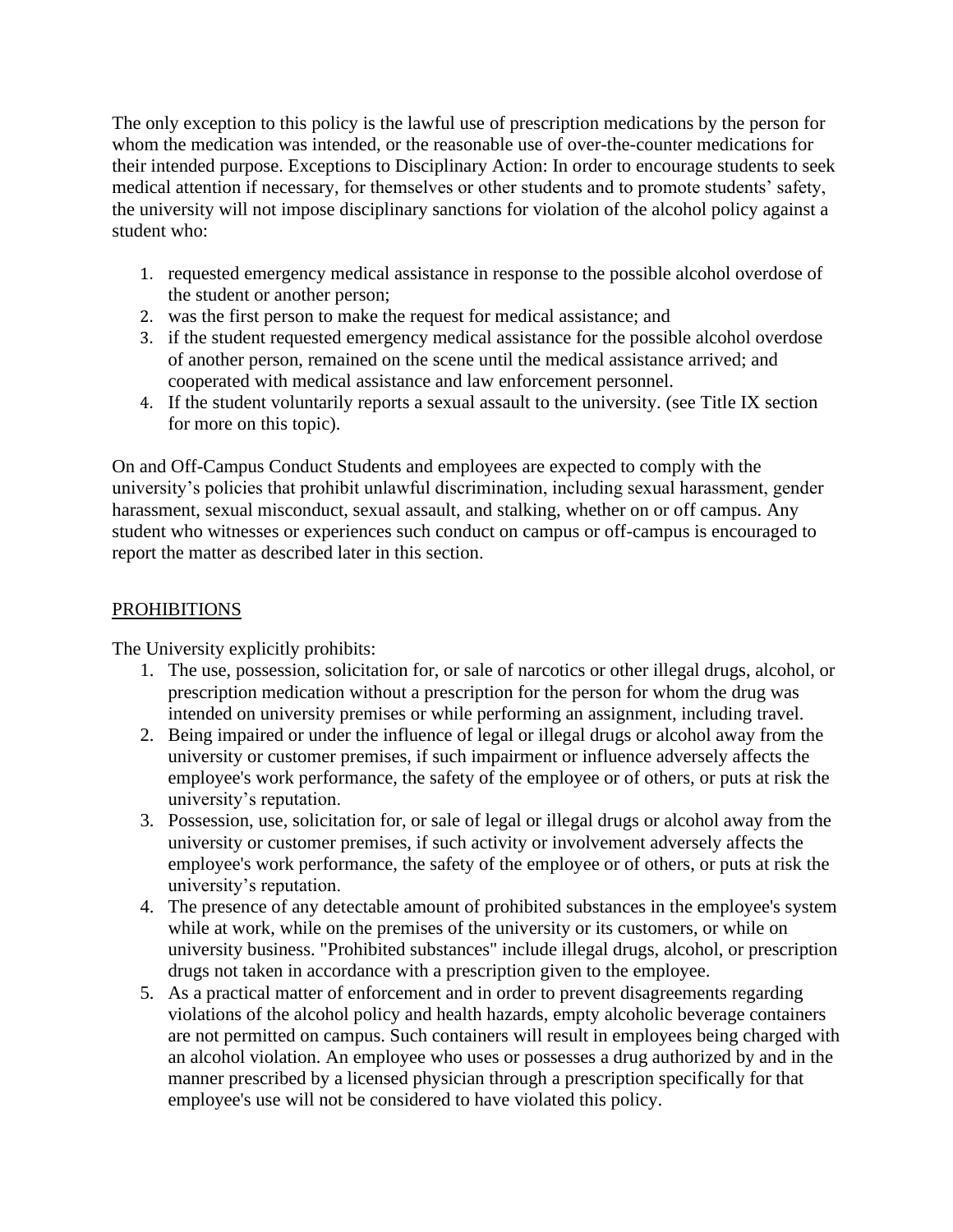The only exception to this policy is the lawful use of prescription medications by the person for whom the medication was intended, or the reasonable use of over-the-counter medications for their intended purpose. Exceptions to Disciplinary Action: In order to encourage students to seek medical attention if necessary, for themselves or other students and to promote students' safety, the university will not impose disciplinary sanctions for violation of the alcohol policy against a student who:

1. requested emergency medical assistance in response to the possible alcohol overdose of the student or another person;
2. was the first person to make the request for medical assistance; and
3. if the student requested emergency medical assistance for the possible alcohol overdose of another person, remained on the scene until the medical assistance arrived; and cooperated with medical assistance and law enforcement personnel.
4. If the student voluntarily reports a sexual assault to the university. (see Title IX section for more on this topic).

On and Off-Campus Conduct Students and employees are expected to comply with the university's policies that prohibit unlawful discrimination, including sexual harassment, gender harassment, sexual misconduct, sexual assault, and stalking, whether on or off campus. Any student who witnesses or experiences such conduct on campus or off-campus is encouraged to report the matter as described later in this section.

## PROHIBITIONS

The University explicitly prohibits:

1. The use, possession, solicitation for, or sale of narcotics or other illegal drugs, alcohol, or prescription medication without a prescription for the person for whom the drug was intended on university premises or while performing an assignment, including travel.
2. Being impaired or under the influence of legal or illegal drugs or alcohol away from the university or customer premises, if such impairment or influence adversely affects the employee's work performance, the safety of the employee or of others, or puts at risk the university's reputation.
3. Possession, use, solicitation for, or sale of legal or illegal drugs or alcohol away from the university or customer premises, if such activity or involvement adversely affects the employee's work performance, the safety of the employee or of others, or puts at risk the university's reputation.
4. The presence of any detectable amount of prohibited substances in the employee's system while at work, while on the premises of the university or its customers, or while on university business. "Prohibited substances" include illegal drugs, alcohol, or prescription drugs not taken in accordance with a prescription given to the employee.
5. As a practical matter of enforcement and in order to prevent disagreements regarding violations of the alcohol policy and health hazards, empty alcoholic beverage containers are not permitted on campus. Such containers will result in employees being charged with an alcohol violation. An employee who uses or possesses a drug authorized by and in the manner prescribed by a licensed physician through a prescription specifically for that employee's use will not be considered to have violated this policy.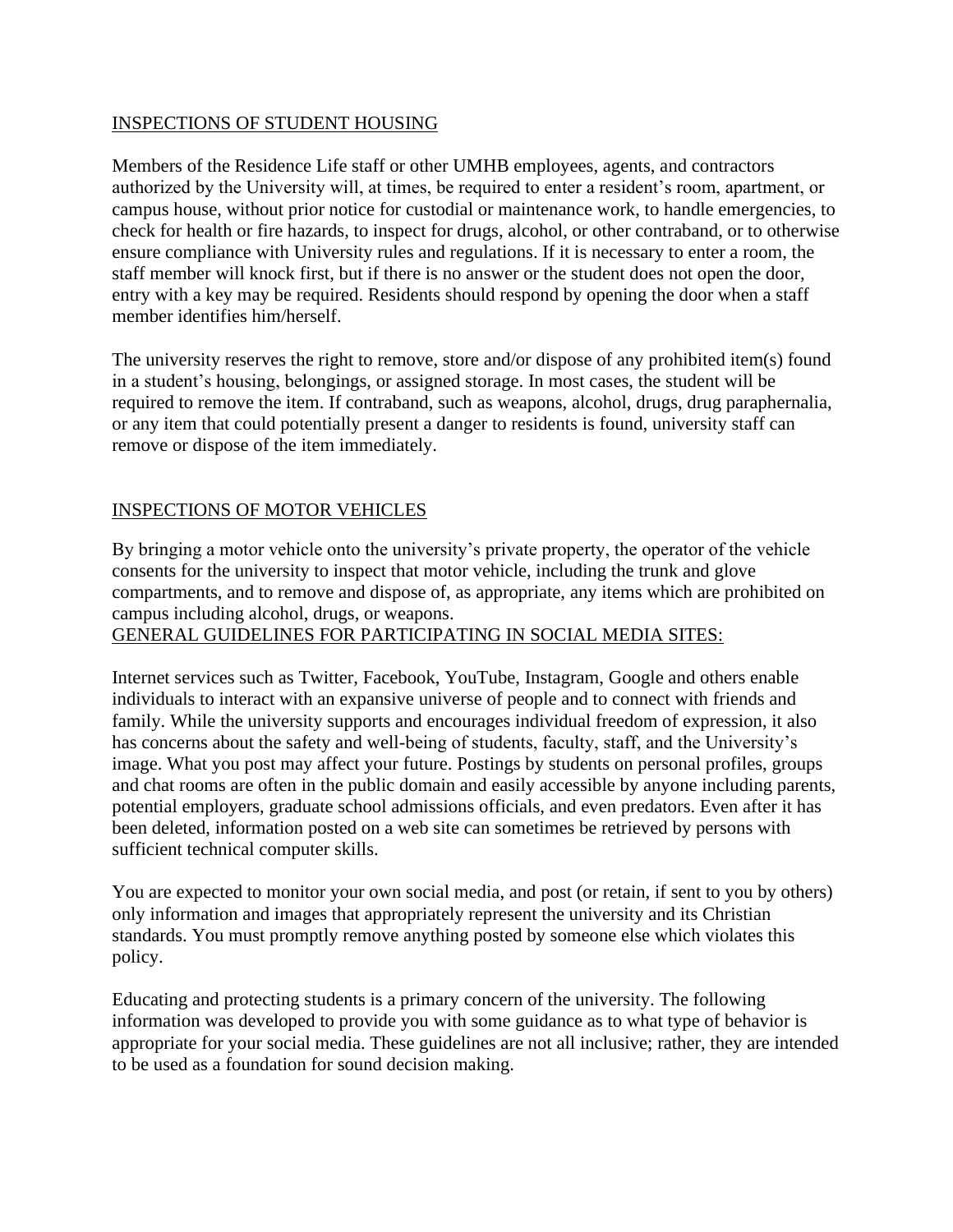## INSPECTIONS OF STUDENT HOUSING

Members of the Residence Life staff or other UMHB employees, agents, and contractors authorized by the University will, at times, be required to enter a resident's room, apartment, or campus house, without prior notice for custodial or maintenance work, to handle emergencies, to check for health or fire hazards, to inspect for drugs, alcohol, or other contraband, or to otherwise ensure compliance with University rules and regulations. If it is necessary to enter a room, the staff member will knock first, but if there is no answer or the student does not open the door, entry with a key may be required. Residents should respond by opening the door when a staff member identifies him/herself.

The university reserves the right to remove, store and/or dispose of any prohibited item(s) found in a student's housing, belongings, or assigned storage. In most cases, the student will be required to remove the item. If contraband, such as weapons, alcohol, drugs, drug paraphernalia, or any item that could potentially present a danger to residents is found, university staff can remove or dispose of the item immediately.

## INSPECTIONS OF MOTOR VEHICLES

By bringing a motor vehicle onto the university's private property, the operator of the vehicle consents for the university to inspect that motor vehicle, including the trunk and glove compartments, and to remove and dispose of, as appropriate, any items which are prohibited on campus including alcohol, drugs, or weapons.

## GENERAL GUIDELINES FOR PARTICIPATING IN SOCIAL MEDIA SITES:

Internet services such as Twitter, Facebook, YouTube, Instagram, Google and others enable individuals to interact with an expansive universe of people and to connect with friends and family. While the university supports and encourages individual freedom of expression, it also has concerns about the safety and well-being of students, faculty, staff, and the University's image. What you post may affect your future. Postings by students on personal profiles, groups and chat rooms are often in the public domain and easily accessible by anyone including parents, potential employers, graduate school admissions officials, and even predators. Even after it has been deleted, information posted on a web site can sometimes be retrieved by persons with sufficient technical computer skills.

You are expected to monitor your own social media, and post (or retain, if sent to you by others) only information and images that appropriately represent the university and its Christian standards. You must promptly remove anything posted by someone else which violates this policy.

Educating and protecting students is a primary concern of the university. The following information was developed to provide you with some guidance as to what type of behavior is appropriate for your social media. These guidelines are not all inclusive; rather, they are intended to be used as a foundation for sound decision making.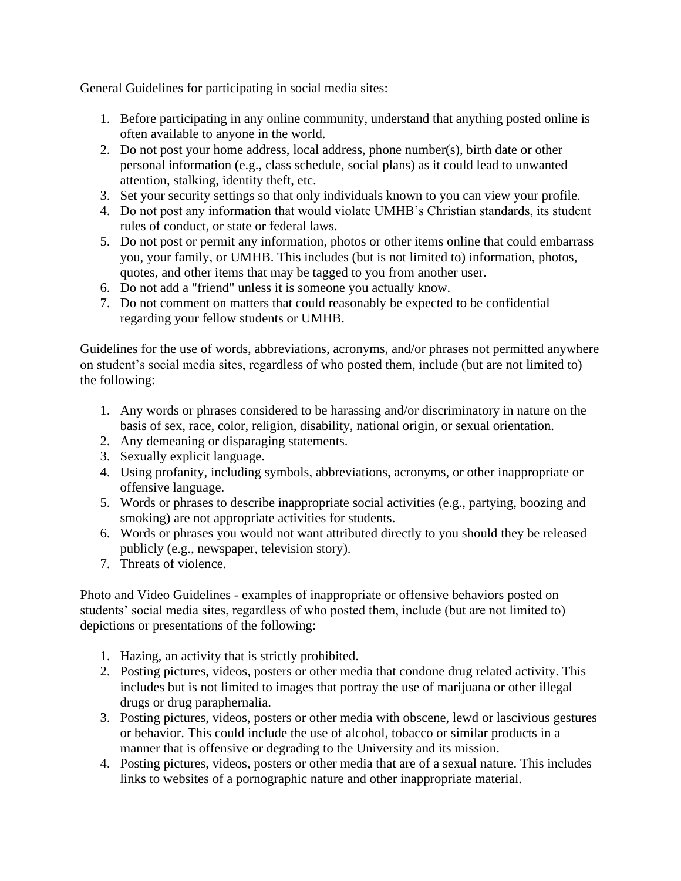General Guidelines for participating in social media sites:

1. Before participating in any online community, understand that anything posted online is often available to anyone in the world.
2. Do not post your home address, local address, phone number(s), birth date or other personal information (e.g., class schedule, social plans) as it could lead to unwanted attention, stalking, identity theft, etc.
3. Set your security settings so that only individuals known to you can view your profile.
4. Do not post any information that would violate UMHB's Christian standards, its student rules of conduct, or state or federal laws.
5. Do not post or permit any information, photos or other items online that could embarrass you, your family, or UMHB. This includes (but is not limited to) information, photos, quotes, and other items that may be tagged to you from another user.
6. Do not add a "friend" unless it is someone you actually know.
7. Do not comment on matters that could reasonably be expected to be confidential regarding your fellow students or UMHB.

Guidelines for the use of words, abbreviations, acronyms, and/or phrases not permitted anywhere on student's social media sites, regardless of who posted them, include (but are not limited to) the following:

1. Any words or phrases considered to be harassing and/or discriminatory in nature on the basis of sex, race, color, religion, disability, national origin, or sexual orientation.
2. Any demeaning or disparaging statements.
3. Sexually explicit language.
4. Using profanity, including symbols, abbreviations, acronyms, or other inappropriate or offensive language.
5. Words or phrases to describe inappropriate social activities (e.g., partying, boozing and smoking) are not appropriate activities for students.
6. Words or phrases you would not want attributed directly to you should they be released publicly (e.g., newspaper, television story).
7. Threats of violence.

Photo and Video Guidelines - examples of inappropriate or offensive behaviors posted on students' social media sites, regardless of who posted them, include (but are not limited to) depictions or presentations of the following:

1. Hazing, an activity that is strictly prohibited.
2. Posting pictures, videos, posters or other media that condone drug related activity. This includes but is not limited to images that portray the use of marijuana or other illegal drugs or drug paraphernalia.
3. Posting pictures, videos, posters or other media with obscene, lewd or lascivious gestures or behavior. This could include the use of alcohol, tobacco or similar products in a manner that is offensive or degrading to the University and its mission.
4. Posting pictures, videos, posters or other media that are of a sexual nature. This includes links to websites of a pornographic nature and other inappropriate material.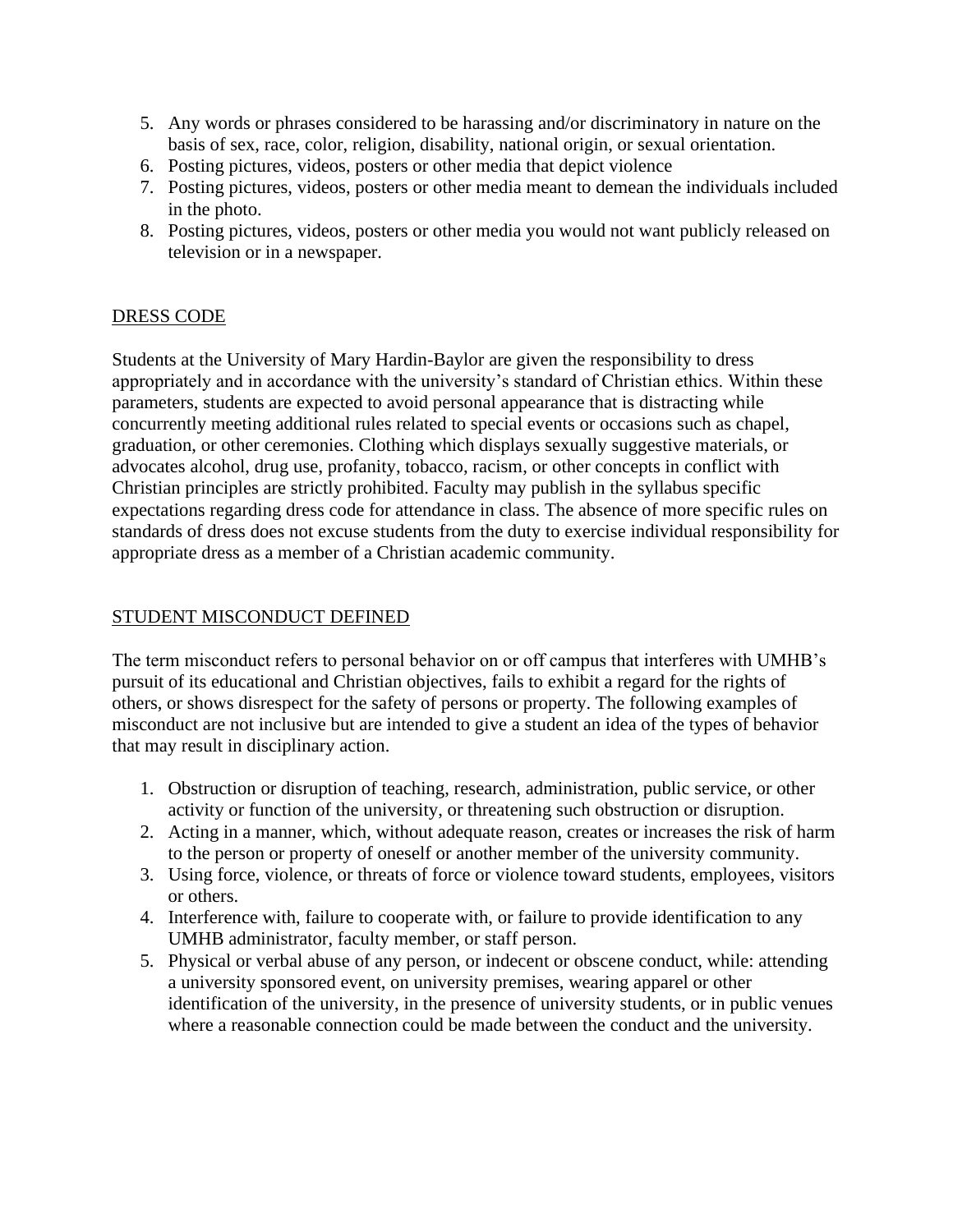5. Any words or phrases considered to be harassing and/or discriminatory in nature on the basis of sex, race, color, religion, disability, national origin, or sexual orientation.
6. Posting pictures, videos, posters or other media that depict violence
7. Posting pictures, videos, posters or other media meant to demean the individuals included in the photo.
8. Posting pictures, videos, posters or other media you would not want publicly released on television or in a newspaper.

## DRESS CODE

Students at the University of Mary Hardin-Baylor are given the responsibility to dress appropriately and in accordance with the university's standard of Christian ethics. Within these parameters, students are expected to avoid personal appearance that is distracting while concurrently meeting additional rules related to special events or occasions such as chapel, graduation, or other ceremonies. Clothing which displays sexually suggestive materials, or advocates alcohol, drug use, profanity, tobacco, racism, or other concepts in conflict with Christian principles are strictly prohibited. Faculty may publish in the syllabus specific expectations regarding dress code for attendance in class. The absence of more specific rules on standards of dress does not excuse students from the duty to exercise individual responsibility for appropriate dress as a member of a Christian academic community.

## STUDENT MISCONDUCT DEFINED

The term misconduct refers to personal behavior on or off campus that interferes with UMHB's pursuit of its educational and Christian objectives, fails to exhibit a regard for the rights of others, or shows disrespect for the safety of persons or property. The following examples of misconduct are not inclusive but are intended to give a student an idea of the types of behavior that may result in disciplinary action.

1. Obstruction or disruption of teaching, research, administration, public service, or other activity or function of the university, or threatening such obstruction or disruption.
2. Acting in a manner, which, without adequate reason, creates or increases the risk of harm to the person or property of oneself or another member of the university community.
3. Using force, violence, or threats of force or violence toward students, employees, visitors or others.
4. Interference with, failure to cooperate with, or failure to provide identification to any UMHB administrator, faculty member, or staff person.
5. Physical or verbal abuse of any person, or indecent or obscene conduct, while: attending a university sponsored event, on university premises, wearing apparel or other identification of the university, in the presence of university students, or in public venues where a reasonable connection could be made between the conduct and the university.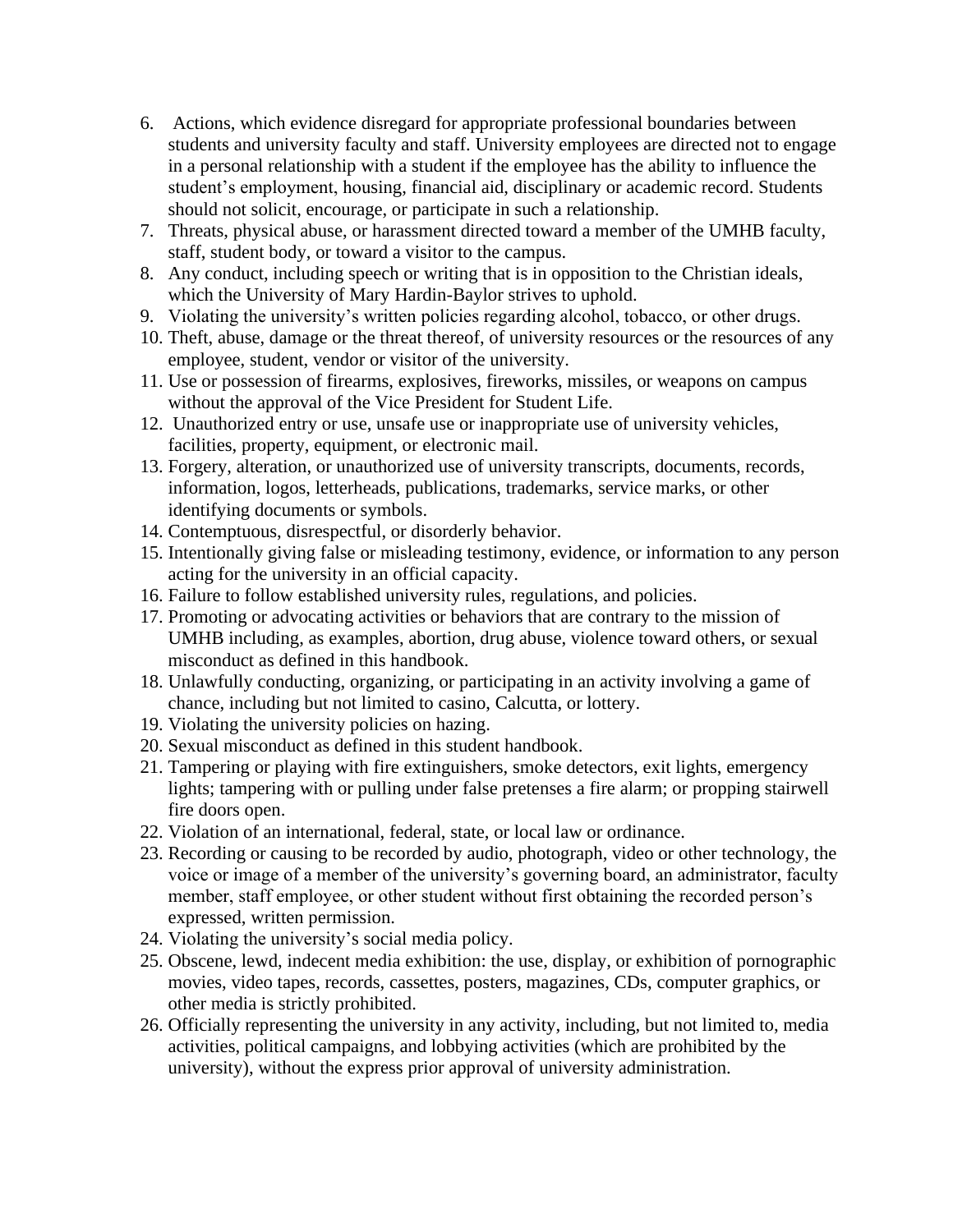6. Actions, which evidence disregard for appropriate professional boundaries between students and university faculty and staff. University employees are directed not to engage in a personal relationship with a student if the employee has the ability to influence the student's employment, housing, financial aid, disciplinary or academic record. Students should not solicit, encourage, or participate in such a relationship.
7. Threats, physical abuse, or harassment directed toward a member of the UMHB faculty, staff, student body, or toward a visitor to the campus.
8. Any conduct, including speech or writing that is in opposition to the Christian ideals, which the University of Mary Hardin-Baylor strives to uphold.
9. Violating the university's written policies regarding alcohol, tobacco, or other drugs.
10. Theft, abuse, damage or the threat thereof, of university resources or the resources of any employee, student, vendor or visitor of the university.
11. Use or possession of firearms, explosives, fireworks, missiles, or weapons on campus without the approval of the Vice President for Student Life.
12. Unauthorized entry or use, unsafe use or inappropriate use of university vehicles, facilities, property, equipment, or electronic mail.
13. Forgery, alteration, or unauthorized use of university transcripts, documents, records, information, logos, letterheads, publications, trademarks, service marks, or other identifying documents or symbols.
14. Contemptuous, disrespectful, or disorderly behavior.
15. Intentionally giving false or misleading testimony, evidence, or information to any person acting for the university in an official capacity.
16. Failure to follow established university rules, regulations, and policies.
17. Promoting or advocating activities or behaviors that are contrary to the mission of UMHB including, as examples, abortion, drug abuse, violence toward others, or sexual misconduct as defined in this handbook.
18. Unlawfully conducting, organizing, or participating in an activity involving a game of chance, including but not limited to casino, Calcutta, or lottery.
19. Violating the university policies on hazing.
20. Sexual misconduct as defined in this student handbook.
21. Tampering or playing with fire extinguishers, smoke detectors, exit lights, emergency lights; tampering with or pulling under false pretenses a fire alarm; or propping stairwell fire doors open.
22. Violation of an international, federal, state, or local law or ordinance.
23. Recording or causing to be recorded by audio, photograph, video or other technology, the voice or image of a member of the university's governing board, an administrator, faculty member, staff employee, or other student without first obtaining the recorded person's expressed, written permission.
24. Violating the university's social media policy.
25. Obscene, lewd, indecent media exhibition: the use, display, or exhibition of pornographic movies, video tapes, records, cassettes, posters, magazines, CDs, computer graphics, or other media is strictly prohibited.
26. Officially representing the university in any activity, including, but not limited to, media activities, political campaigns, and lobbying activities (which are prohibited by the university), without the express prior approval of university administration.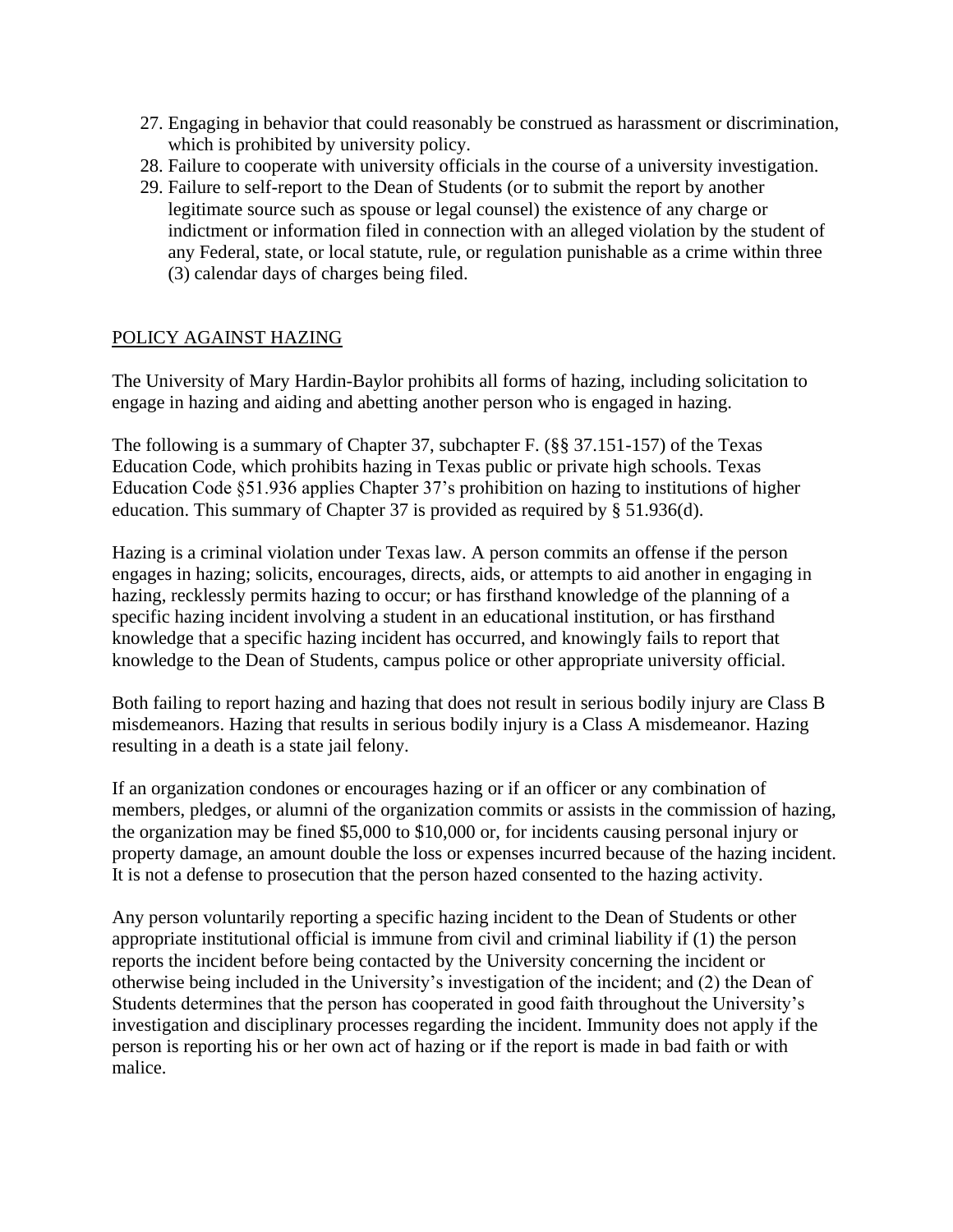27. Engaging in behavior that could reasonably be construed as harassment or discrimination, which is prohibited by university policy.
28. Failure to cooperate with university officials in the course of a university investigation.
29. Failure to self-report to the Dean of Students (or to submit the report by another legitimate source such as spouse or legal counsel) the existence of any charge or indictment or information filed in connection with an alleged violation by the student of any Federal, state, or local statute, rule, or regulation punishable as a crime within three (3) calendar days of charges being filed.

## POLICY AGAINST HAZING

The University of Mary Hardin-Baylor prohibits all forms of hazing, including solicitation to engage in hazing and aiding and abetting another person who is engaged in hazing.

The following is a summary of Chapter 37, subchapter F. (§§ 37.151-157) of the Texas Education Code, which prohibits hazing in Texas public or private high schools. Texas Education Code §51.936 applies Chapter 37's prohibition on hazing to institutions of higher education. This summary of Chapter 37 is provided as required by § 51.936(d).

Hazing is a criminal violation under Texas law. A person commits an offense if the person engages in hazing; solicits, encourages, directs, aids, or attempts to aid another in engaging in hazing, recklessly permits hazing to occur; or has firsthand knowledge of the planning of a specific hazing incident involving a student in an educational institution, or has firsthand knowledge that a specific hazing incident has occurred, and knowingly fails to report that knowledge to the Dean of Students, campus police or other appropriate university official.

Both failing to report hazing and hazing that does not result in serious bodily injury are Class B misdemeanors. Hazing that results in serious bodily injury is a Class A misdemeanor. Hazing resulting in a death is a state jail felony.

If an organization condones or encourages hazing or if an officer or any combination of members, pledges, or alumni of the organization commits or assists in the commission of hazing, the organization may be fined $5,000 to $10,000 or, for incidents causing personal injury or property damage, an amount double the loss or expenses incurred because of the hazing incident. It is not a defense to prosecution that the person hazed consented to the hazing activity.

Any person voluntarily reporting a specific hazing incident to the Dean of Students or other appropriate institutional official is immune from civil and criminal liability if (1) the person reports the incident before being contacted by the University concerning the incident or otherwise being included in the University's investigation of the incident; and (2) the Dean of Students determines that the person has cooperated in good faith throughout the University's investigation and disciplinary processes regarding the incident. Immunity does not apply if the person is reporting his or her own act of hazing or if the report is made in bad faith or with malice.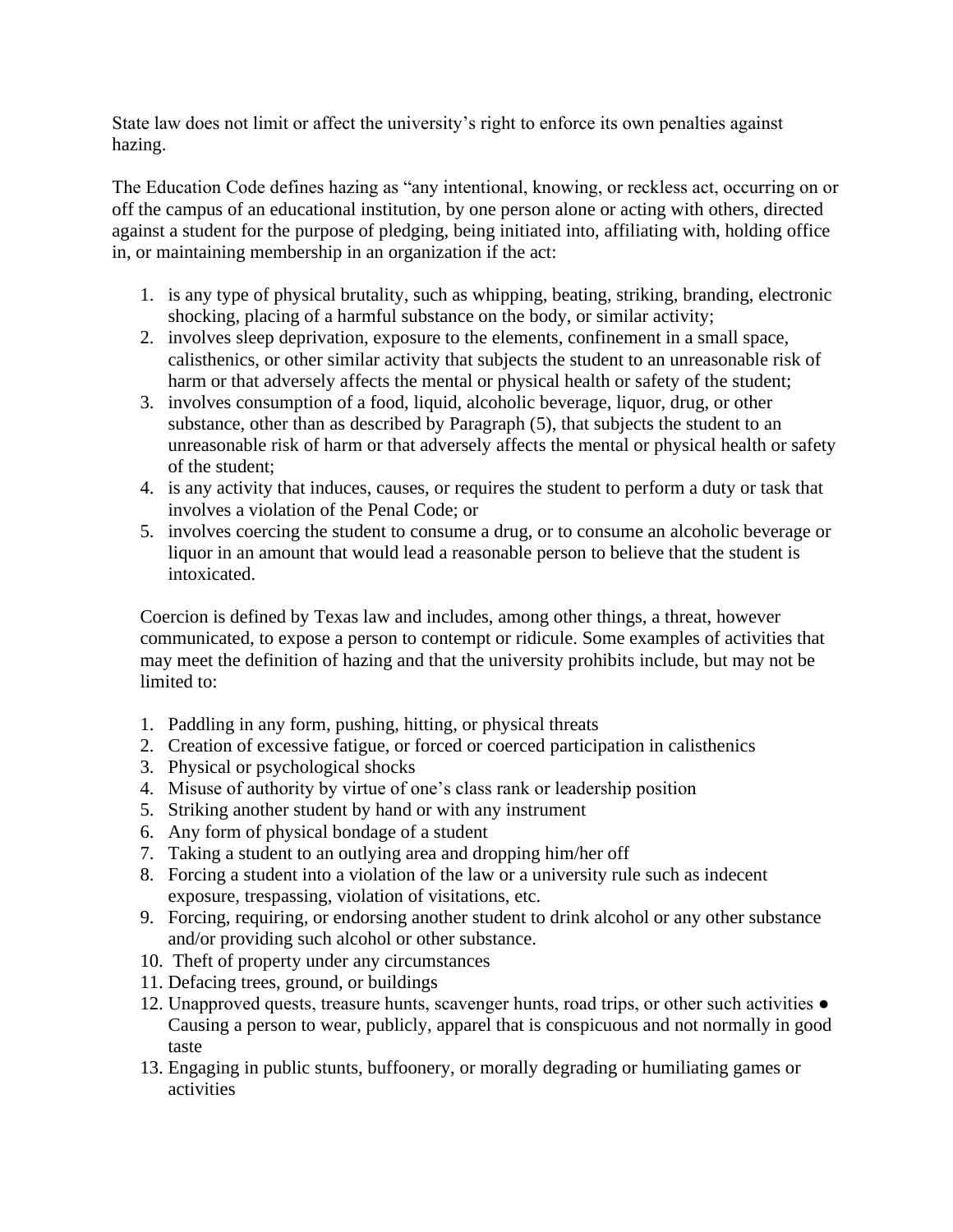State law does not limit or affect the university's right to enforce its own penalties against hazing.

The Education Code defines hazing as "any intentional, knowing, or reckless act, occurring on or off the campus of an educational institution, by one person alone or acting with others, directed against a student for the purpose of pledging, being initiated into, affiliating with, holding office in, or maintaining membership in an organization if the act:

1. is any type of physical brutality, such as whipping, beating, striking, branding, electronic shocking, placing of a harmful substance on the body, or similar activity;
2. involves sleep deprivation, exposure to the elements, confinement in a small space, calisthenics, or other similar activity that subjects the student to an unreasonable risk of harm or that adversely affects the mental or physical health or safety of the student;
3. involves consumption of a food, liquid, alcoholic beverage, liquor, drug, or other substance, other than as described by Paragraph (5), that subjects the student to an unreasonable risk of harm or that adversely affects the mental or physical health or safety of the student;
4. is any activity that induces, causes, or requires the student to perform a duty or task that involves a violation of the Penal Code; or
5. involves coercing the student to consume a drug, or to consume an alcoholic beverage or liquor in an amount that would lead a reasonable person to believe that the student is intoxicated.

Coercion is defined by Texas law and includes, among other things, a threat, however communicated, to expose a person to contempt or ridicule. Some examples of activities that may meet the definition of hazing and that the university prohibits include, but may not be limited to:

1. Paddling in any form, pushing, hitting, or physical threats
2. Creation of excessive fatigue, or forced or coerced participation in calisthenics
3. Physical or psychological shocks
4. Misuse of authority by virtue of one's class rank or leadership position
5. Striking another student by hand or with any instrument
6. Any form of physical bondage of a student
7. Taking a student to an outlying area and dropping him/her off
8. Forcing a student into a violation of the law or a university rule such as indecent exposure, trespassing, violation of visitations, etc.
9. Forcing, requiring, or endorsing another student to drink alcohol or any other substance and/or providing such alcohol or other substance.
10. Theft of property under any circumstances
11. Defacing trees, ground, or buildings
12. Unapproved quests, treasure hunts, scavenger hunts, road trips, or other such activities ● Causing a person to wear, publicly, apparel that is conspicuous and not normally in good taste
13. Engaging in public stunts, buffoonery, or morally degrading or humiliating games or activities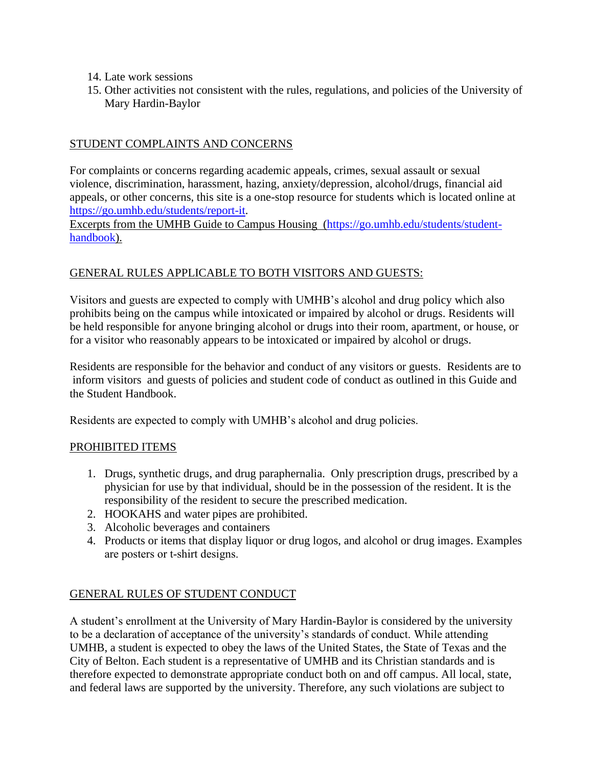14. Late work sessions
15. Other activities not consistent with the rules, regulations, and policies of the University of Mary Hardin-Baylor

STUDENT COMPLAINTS AND CONCERNS

For complaints or concerns regarding academic appeals, crimes, sexual assault or sexual violence, discrimination, harassment, hazing, anxiety/depression, alcohol/drugs, financial aid appeals, or other concerns, this site is a one-stop resource for students which is located online at [https://go.umhb.edu/students/report-it](https://go.umhb.edu/students/report-it).

Excerpts from the UMHB Guide to Campus Housing ([https://go.umhb.edu/students/student-handbook](https://go.umhb.edu/students/student-handbook)).

GENERAL RULES APPLICABLE TO BOTH VISITORS AND GUESTS:

Visitors and guests are expected to comply with UMHB's alcohol and drug policy which also prohibits being on the campus while intoxicated or impaired by alcohol or drugs. Residents will be held responsible for anyone bringing alcohol or drugs into their room, apartment, or house, or for a visitor who reasonably appears to be intoxicated or impaired by alcohol or drugs.

Residents are responsible for the behavior and conduct of any visitors or guests. Residents are to inform visitors and guests of policies and student code of conduct as outlined in this Guide and the Student Handbook.

Residents are expected to comply with UMHB's alcohol and drug policies.

PROHIBITED ITEMS

1. Drugs, synthetic drugs, and drug paraphernalia. Only prescription drugs, prescribed by a physician for use by that individual, should be in the possession of the resident. It is the responsibility of the resident to secure the prescribed medication.
2. HOOKAHS and water pipes are prohibited.
3. Alcoholic beverages and containers
4. Products or items that display liquor or drug logos, and alcohol or drug images. Examples are posters or t-shirt designs.

GENERAL RULES OF STUDENT CONDUCT

A student's enrollment at the University of Mary Hardin-Baylor is considered by the university to be a declaration of acceptance of the university's standards of conduct. While attending UMHB, a student is expected to obey the laws of the United States, the State of Texas and the City of Belton. Each student is a representative of UMHB and its Christian standards and is therefore expected to demonstrate appropriate conduct both on and off campus. All local, state, and federal laws are supported by the university. Therefore, any such violations are subject to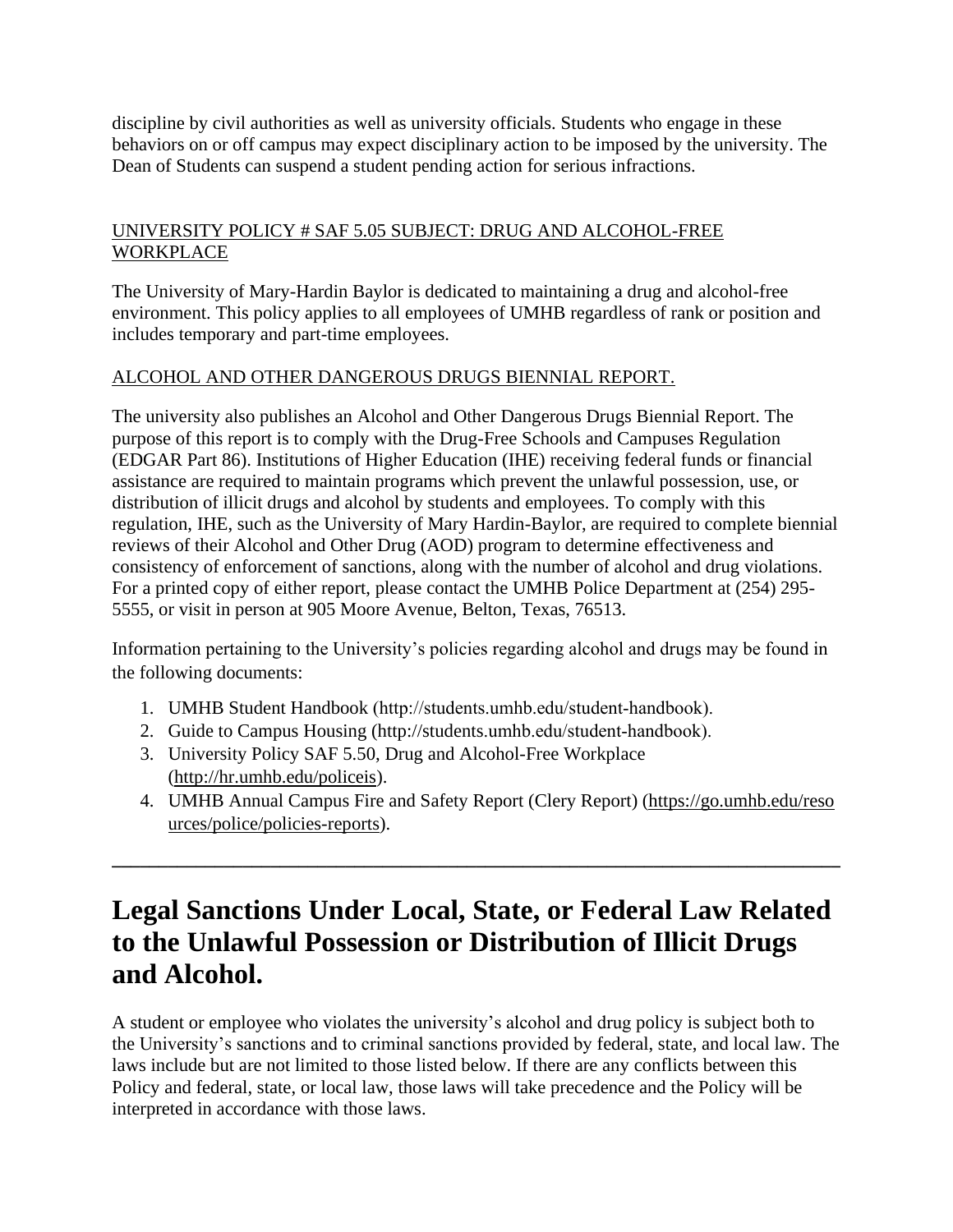discipline by civil authorities as well as university officials. Students who engage in these behaviors on or off campus may expect disciplinary action to be imposed by the university. The Dean of Students can suspend a student pending action for serious infractions.

UNIVERSITY POLICY # SAF 5.05 SUBJECT: DRUG AND ALCOHOL-FREE WORKPLACE

The University of Mary-Hardin Baylor is dedicated to maintaining a drug and alcohol-free environment. This policy applies to all employees of UMHB regardless of rank or position and includes temporary and part-time employees.

ALCOHOL AND OTHER DANGEROUS DRUGS BIENNIAL REPORT.

The university also publishes an Alcohol and Other Dangerous Drugs Biennial Report. The purpose of this report is to comply with the Drug-Free Schools and Campuses Regulation (EDGAR Part 86). Institutions of Higher Education (IHE) receiving federal funds or financial assistance are required to maintain programs which prevent the unlawful possession, use, or distribution of illicit drugs and alcohol by students and employees. To comply with this regulation, IHE, such as the University of Mary Hardin-Baylor, are required to complete biennial reviews of their Alcohol and Other Drug (AOD) program to determine effectiveness and consistency of enforcement of sanctions, along with the number of alcohol and drug violations. For a printed copy of either report, please contact the UMHB Police Department at (254) 295-5555, or visit in person at 905 Moore Avenue, Belton, Texas, 76513.

Information pertaining to the University's policies regarding alcohol and drugs may be found in the following documents:

1. UMHB Student Handbook (http://students.umhb.edu/student-handbook).
2. Guide to Campus Housing (http://students.umhb.edu/student-handbook).
3. University Policy SAF 5.50, Drug and Alcohol-Free Workplace (http://hr.umhb.edu/policeis).
4. UMHB Annual Campus Fire and Safety Report (Clery Report) (https://go.umhb.edu/resources/police/policies-reports).

---

# Legal Sanctions Under Local, State, or Federal Law Related to the Unlawful Possession or Distribution of Illicit Drugs and Alcohol.

A student or employee who violates the university's alcohol and drug policy is subject both to the University's sanctions and to criminal sanctions provided by federal, state, and local law. The laws include but are not limited to those listed below. If there are any conflicts between this Policy and federal, state, or local law, those laws will take precedence and the Policy will be interpreted in accordance with those laws.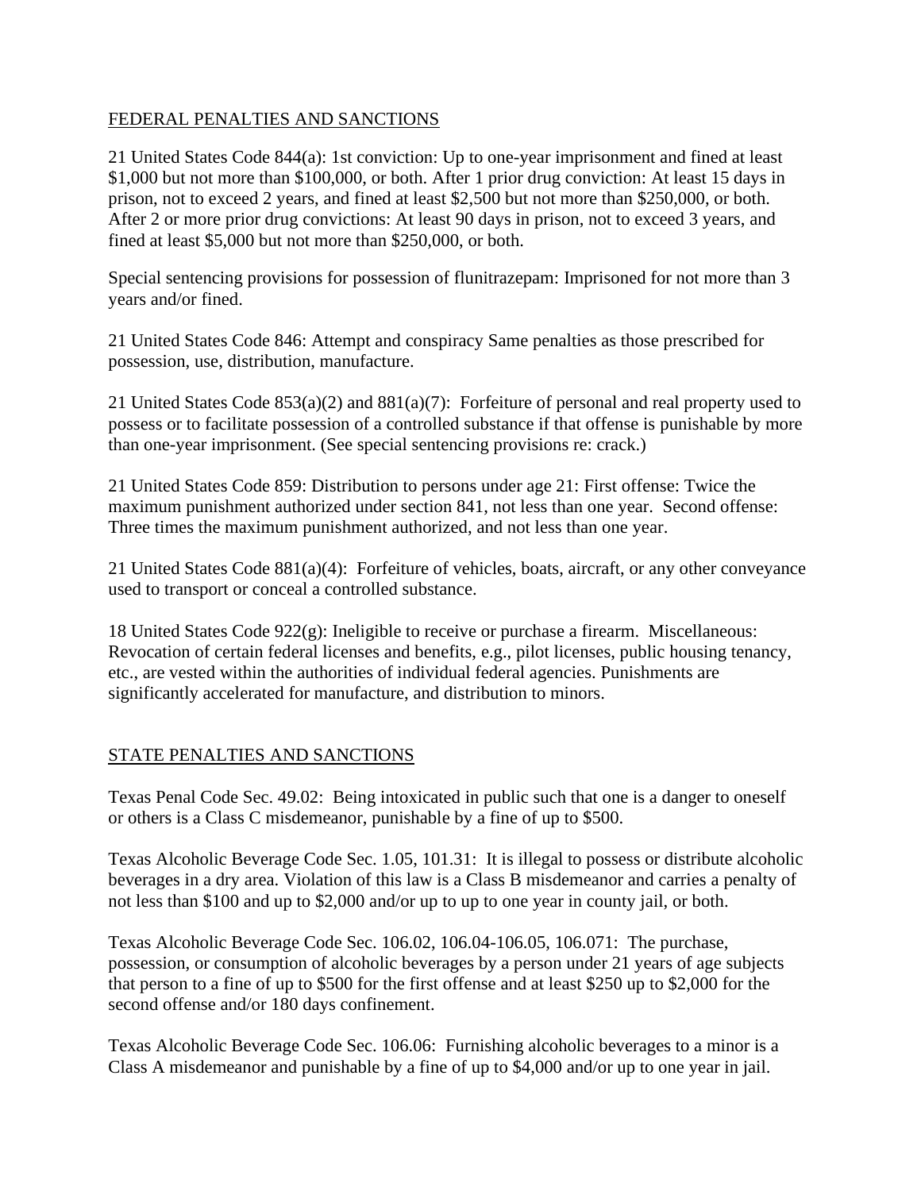<u>FEDERAL PENALTIES AND SANCTIONS</u>

21 United States Code 844(a): 1st conviction: Up to one-year imprisonment and fined at least $1,000 but not more than $100,000, or both. After 1 prior drug conviction: At least 15 days in prison, not to exceed 2 years, and fined at least $2,500 but not more than $250,000, or both. After 2 or more prior drug convictions: At least 90 days in prison, not to exceed 3 years, and fined at least $5,000 but not more than $250,000, or both.

Special sentencing provisions for possession of flunitrazepam: Imprisoned for not more than 3 years and/or fined.

21 United States Code 846: Attempt and conspiracy Same penalties as those prescribed for possession, use, distribution, manufacture.

21 United States Code 853(a)(2) and 881(a)(7): Forfeiture of personal and real property used to possess or to facilitate possession of a controlled substance if that offense is punishable by more than one-year imprisonment. (See special sentencing provisions re: crack.)

21 United States Code 859: Distribution to persons under age 21: First offense: Twice the maximum punishment authorized under section 841, not less than one year. Second offense: Three times the maximum punishment authorized, and not less than one year.

21 United States Code 881(a)(4): Forfeiture of vehicles, boats, aircraft, or any other conveyance used to transport or conceal a controlled substance.

18 United States Code 922(g): Ineligible to receive or purchase a firearm. Miscellaneous: Revocation of certain federal licenses and benefits, e.g., pilot licenses, public housing tenancy, etc., are vested within the authorities of individual federal agencies. Punishments are significantly accelerated for manufacture, and distribution to minors.

<u>STATE PENALTIES AND SANCTIONS</u>

Texas Penal Code Sec. 49.02: Being intoxicated in public such that one is a danger to oneself or others is a Class C misdemeanor, punishable by a fine of up to $500.

Texas Alcoholic Beverage Code Sec. 1.05, 101.31: It is illegal to possess or distribute alcoholic beverages in a dry area. Violation of this law is a Class B misdemeanor and carries a penalty of not less than $100 and up to $2,000 and/or up to up to one year in county jail, or both.

Texas Alcoholic Beverage Code Sec. 106.02, 106.04-106.05, 106.071: The purchase, possession, or consumption of alcoholic beverages by a person under 21 years of age subjects that person to a fine of up to $500 for the first offense and at least $250 up to $2,000 for the second offense and/or 180 days confinement.

Texas Alcoholic Beverage Code Sec. 106.06: Furnishing alcoholic beverages to a minor is a Class A misdemeanor and punishable by a fine of up to $4,000 and/or up to one year in jail.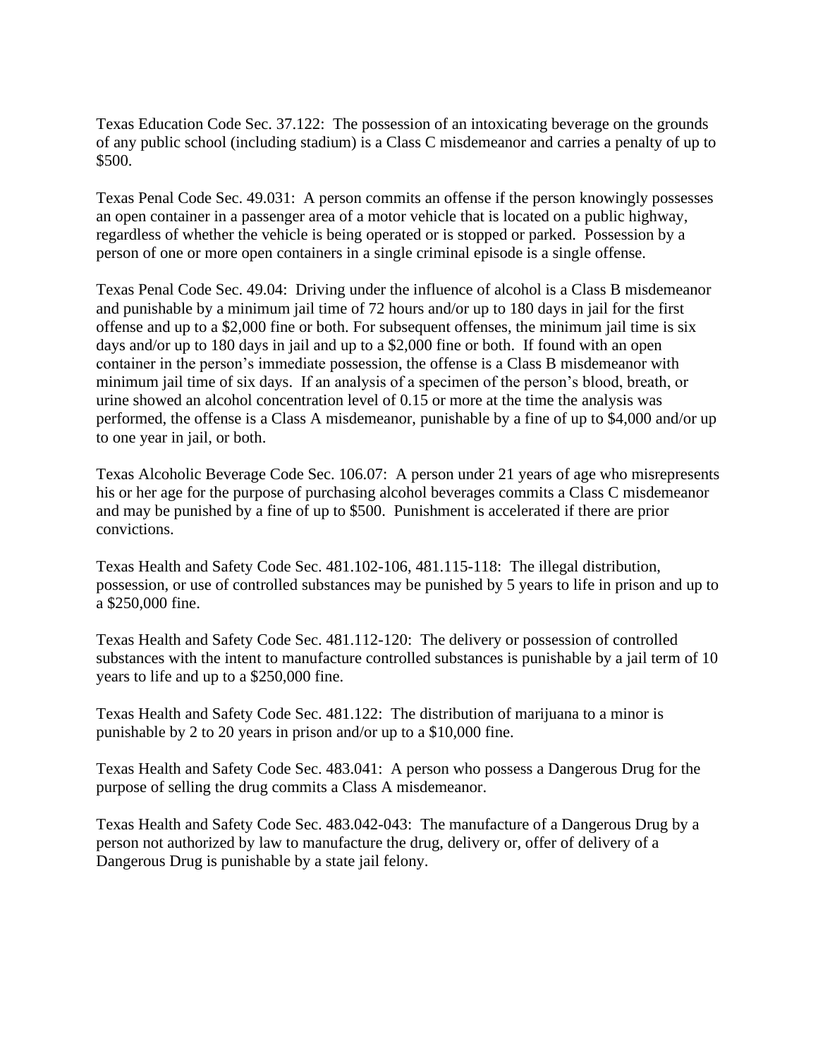Texas Education Code Sec. 37.122: The possession of an intoxicating beverage on the grounds of any public school (including stadium) is a Class C misdemeanor and carries a penalty of up to $500.

Texas Penal Code Sec. 49.031: A person commits an offense if the person knowingly possesses an open container in a passenger area of a motor vehicle that is located on a public highway, regardless of whether the vehicle is being operated or is stopped or parked. Possession by a person of one or more open containers in a single criminal episode is a single offense.

Texas Penal Code Sec. 49.04: Driving under the influence of alcohol is a Class B misdemeanor and punishable by a minimum jail time of 72 hours and/or up to 180 days in jail for the first offense and up to a $2,000 fine or both. For subsequent offenses, the minimum jail time is six days and/or up to 180 days in jail and up to a $2,000 fine or both. If found with an open container in the person's immediate possession, the offense is a Class B misdemeanor with minimum jail time of six days. If an analysis of a specimen of the person's blood, breath, or urine showed an alcohol concentration level of 0.15 or more at the time the analysis was performed, the offense is a Class A misdemeanor, punishable by a fine of up to $4,000 and/or up to one year in jail, or both.

Texas Alcoholic Beverage Code Sec. 106.07: A person under 21 years of age who misrepresents his or her age for the purpose of purchasing alcohol beverages commits a Class C misdemeanor and may be punished by a fine of up to $500. Punishment is accelerated if there are prior convictions.

Texas Health and Safety Code Sec. 481.102-106, 481.115-118: The illegal distribution, possession, or use of controlled substances may be punished by 5 years to life in prison and up to a $250,000 fine.

Texas Health and Safety Code Sec. 481.112-120: The delivery or possession of controlled substances with the intent to manufacture controlled substances is punishable by a jail term of 10 years to life and up to a $250,000 fine.

Texas Health and Safety Code Sec. 481.122: The distribution of marijuana to a minor is punishable by 2 to 20 years in prison and/or up to a $10,000 fine.

Texas Health and Safety Code Sec. 483.041: A person who possess a Dangerous Drug for the purpose of selling the drug commits a Class A misdemeanor.

Texas Health and Safety Code Sec. 483.042-043: The manufacture of a Dangerous Drug by a person not authorized by law to manufacture the drug, delivery or, offer of delivery of a Dangerous Drug is punishable by a state jail felony.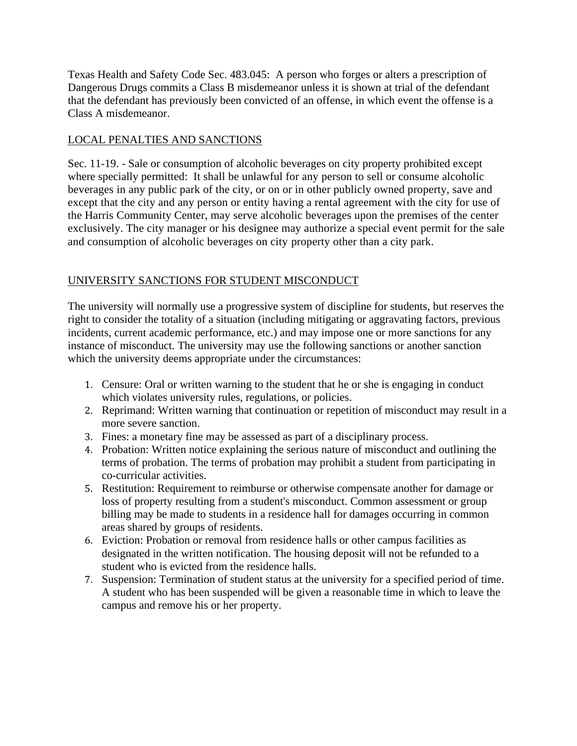Texas Health and Safety Code Sec. 483.045: A person who forges or alters a prescription of Dangerous Drugs commits a Class B misdemeanor unless it is shown at trial of the defendant that the defendant has previously been convicted of an offense, in which event the offense is a Class A misdemeanor.

## LOCAL PENALTIES AND SANCTIONS

Sec. 11-19. - Sale or consumption of alcoholic beverages on city property prohibited except where specially permitted: It shall be unlawful for any person to sell or consume alcoholic beverages in any public park of the city, or on or in other publicly owned property, save and except that the city and any person or entity having a rental agreement with the city for use of the Harris Community Center, may serve alcoholic beverages upon the premises of the center exclusively. The city manager or his designee may authorize a special event permit for the sale and consumption of alcoholic beverages on city property other than a city park.

## UNIVERSITY SANCTIONS FOR STUDENT MISCONDUCT

The university will normally use a progressive system of discipline for students, but reserves the right to consider the totality of a situation (including mitigating or aggravating factors, previous incidents, current academic performance, etc.) and may impose one or more sanctions for any instance of misconduct. The university may use the following sanctions or another sanction which the university deems appropriate under the circumstances:

1. Censure: Oral or written warning to the student that he or she is engaging in conduct which violates university rules, regulations, or policies.
2. Reprimand: Written warning that continuation or repetition of misconduct may result in a more severe sanction.
3. Fines: a monetary fine may be assessed as part of a disciplinary process.
4. Probation: Written notice explaining the serious nature of misconduct and outlining the terms of probation. The terms of probation may prohibit a student from participating in co-curricular activities.
5. Restitution: Requirement to reimburse or otherwise compensate another for damage or loss of property resulting from a student's misconduct. Common assessment or group billing may be made to students in a residence hall for damages occurring in common areas shared by groups of residents.
6. Eviction: Probation or removal from residence halls or other campus facilities as designated in the written notification. The housing deposit will not be refunded to a student who is evicted from the residence halls.
7. Suspension: Termination of student status at the university for a specified period of time. A student who has been suspended will be given a reasonable time in which to leave the campus and remove his or her property.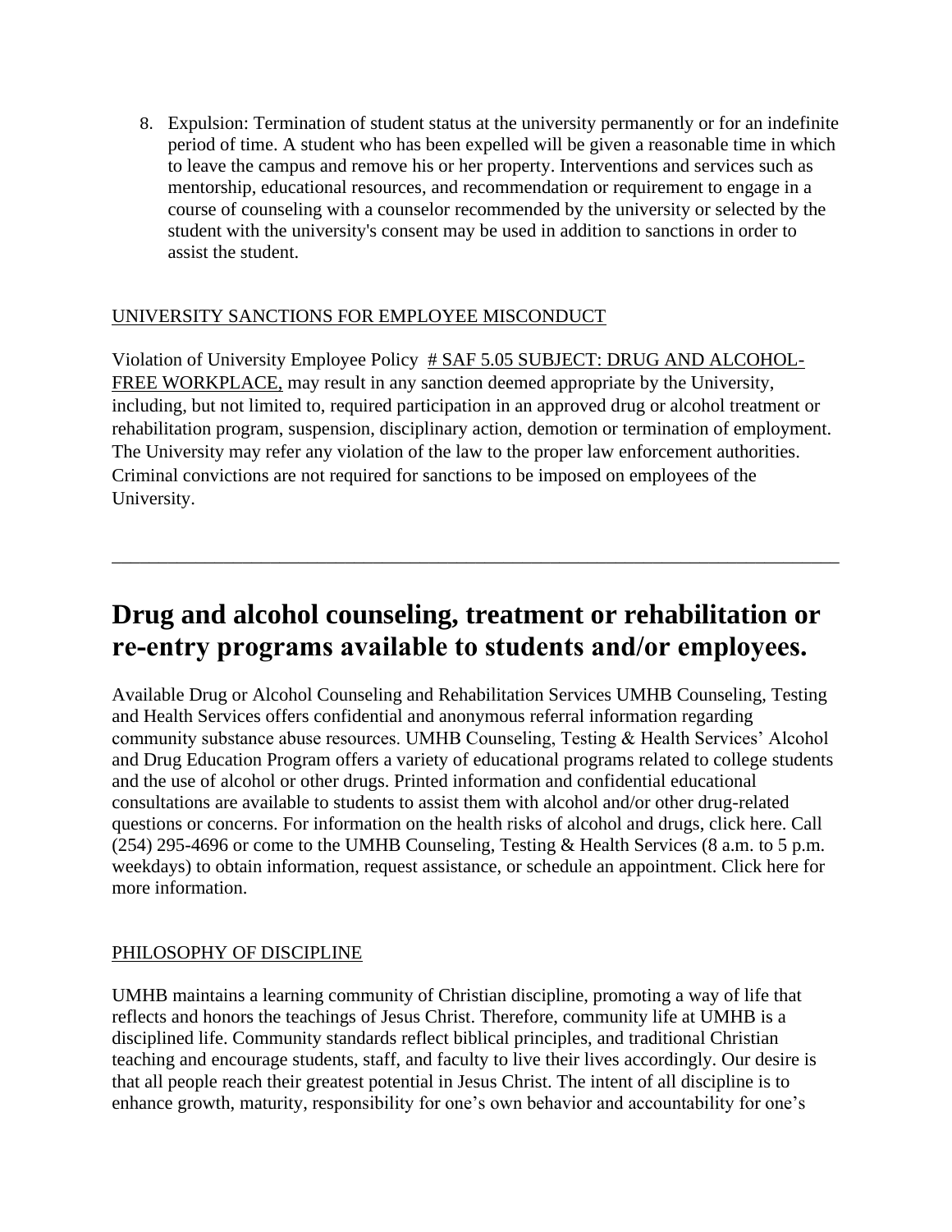8. Expulsion: Termination of student status at the university permanently or for an indefinite period of time. A student who has been expelled will be given a reasonable time in which to leave the campus and remove his or her property. Interventions and services such as mentorship, educational resources, and recommendation or requirement to engage in a course of counseling with a counselor recommended by the university or selected by the student with the university's consent may be used in addition to sanctions in order to assist the student.

UNIVERSITY SANCTIONS FOR EMPLOYEE MISCONDUCT

Violation of University Employee Policy # SAF 5.05 SUBJECT: DRUG AND ALCOHOL-FREE WORKPLACE, may result in any sanction deemed appropriate by the University, including, but not limited to, required participation in an approved drug or alcohol treatment or rehabilitation program, suspension, disciplinary action, demotion or termination of employment. The University may refer any violation of the law to the proper law enforcement authorities. Criminal convictions are not required for sanctions to be imposed on employees of the University.

---

# Drug and alcohol counseling, treatment or rehabilitation or re-entry programs available to students and/or employees.

Available Drug or Alcohol Counseling and Rehabilitation Services UMHB Counseling, Testing and Health Services offers confidential and anonymous referral information regarding community substance abuse resources. UMHB Counseling, Testing & Health Services' Alcohol and Drug Education Program offers a variety of educational programs related to college students and the use of alcohol or other drugs. Printed information and confidential educational consultations are available to students to assist them with alcohol and/or other drug-related questions or concerns. For information on the health risks of alcohol and drugs, click here. Call (254) 295-4696 or come to the UMHB Counseling, Testing & Health Services (8 a.m. to 5 p.m. weekdays) to obtain information, request assistance, or schedule an appointment. Click here for more information.

PHILOSOPHY OF DISCIPLINE

UMHB maintains a learning community of Christian discipline, promoting a way of life that reflects and honors the teachings of Jesus Christ. Therefore, community life at UMHB is a disciplined life. Community standards reflect biblical principles, and traditional Christian teaching and encourage students, staff, and faculty to live their lives accordingly. Our desire is that all people reach their greatest potential in Jesus Christ. The intent of all discipline is to enhance growth, maturity, responsibility for one's own behavior and accountability for one's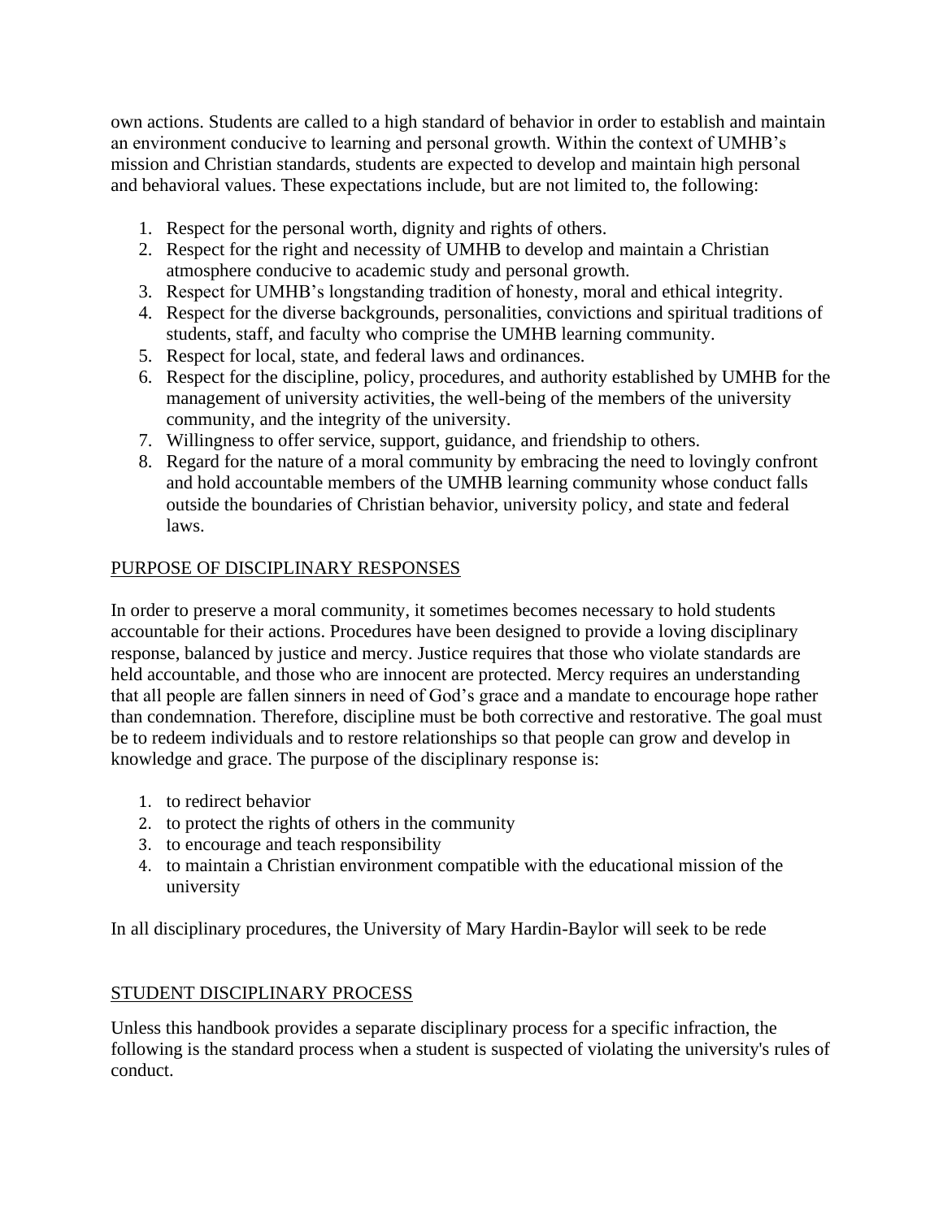own actions. Students are called to a high standard of behavior in order to establish and maintain an environment conducive to learning and personal growth. Within the context of UMHB's mission and Christian standards, students are expected to develop and maintain high personal and behavioral values. These expectations include, but are not limited to, the following:

1. Respect for the personal worth, dignity and rights of others.
2. Respect for the right and necessity of UMHB to develop and maintain a Christian atmosphere conducive to academic study and personal growth.
3. Respect for UMHB's longstanding tradition of honesty, moral and ethical integrity.
4. Respect for the diverse backgrounds, personalities, convictions and spiritual traditions of students, staff, and faculty who comprise the UMHB learning community.
5. Respect for local, state, and federal laws and ordinances.
6. Respect for the discipline, policy, procedures, and authority established by UMHB for the management of university activities, the well-being of the members of the university community, and the integrity of the university.
7. Willingness to offer service, support, guidance, and friendship to others.
8. Regard for the nature of a moral community by embracing the need to lovingly confront and hold accountable members of the UMHB learning community whose conduct falls outside the boundaries of Christian behavior, university policy, and state and federal laws.

## PURPOSE OF DISCIPLINARY RESPONSES

In order to preserve a moral community, it sometimes becomes necessary to hold students accountable for their actions. Procedures have been designed to provide a loving disciplinary response, balanced by justice and mercy. Justice requires that those who violate standards are held accountable, and those who are innocent are protected. Mercy requires an understanding that all people are fallen sinners in need of God's grace and a mandate to encourage hope rather than condemnation. Therefore, discipline must be both corrective and restorative. The goal must be to redeem individuals and to restore relationships so that people can grow and develop in knowledge and grace. The purpose of the disciplinary response is:

1. to redirect behavior
2. to protect the rights of others in the community
3. to encourage and teach responsibility
4. to maintain a Christian environment compatible with the educational mission of the university

In all disciplinary procedures, the University of Mary Hardin-Baylor will seek to be rede

## STUDENT DISCIPLINARY PROCESS

Unless this handbook provides a separate disciplinary process for a specific infraction, the following is the standard process when a student is suspected of violating the university's rules of conduct.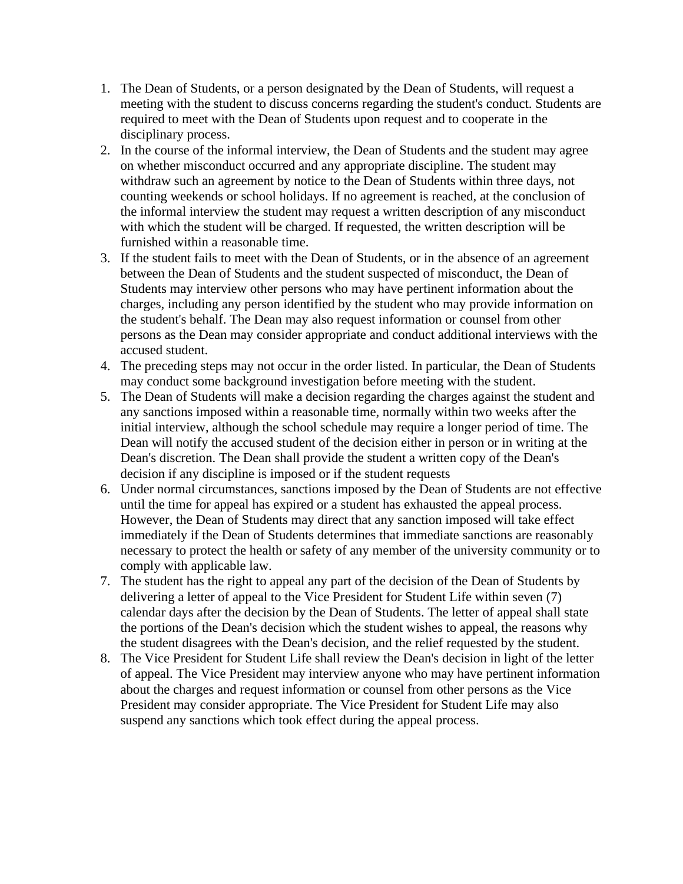1. The Dean of Students, or a person designated by the Dean of Students, will request a meeting with the student to discuss concerns regarding the student's conduct. Students are required to meet with the Dean of Students upon request and to cooperate in the disciplinary process.
2. In the course of the informal interview, the Dean of Students and the student may agree on whether misconduct occurred and any appropriate discipline. The student may withdraw such an agreement by notice to the Dean of Students within three days, not counting weekends or school holidays. If no agreement is reached, at the conclusion of the informal interview the student may request a written description of any misconduct with which the student will be charged. If requested, the written description will be furnished within a reasonable time.
3. If the student fails to meet with the Dean of Students, or in the absence of an agreement between the Dean of Students and the student suspected of misconduct, the Dean of Students may interview other persons who may have pertinent information about the charges, including any person identified by the student who may provide information on the student's behalf. The Dean may also request information or counsel from other persons as the Dean may consider appropriate and conduct additional interviews with the accused student.
4. The preceding steps may not occur in the order listed. In particular, the Dean of Students may conduct some background investigation before meeting with the student.
5. The Dean of Students will make a decision regarding the charges against the student and any sanctions imposed within a reasonable time, normally within two weeks after the initial interview, although the school schedule may require a longer period of time. The Dean will notify the accused student of the decision either in person or in writing at the Dean's discretion. The Dean shall provide the student a written copy of the Dean's decision if any discipline is imposed or if the student requests
6. Under normal circumstances, sanctions imposed by the Dean of Students are not effective until the time for appeal has expired or a student has exhausted the appeal process. However, the Dean of Students may direct that any sanction imposed will take effect immediately if the Dean of Students determines that immediate sanctions are reasonably necessary to protect the health or safety of any member of the university community or to comply with applicable law.
7. The student has the right to appeal any part of the decision of the Dean of Students by delivering a letter of appeal to the Vice President for Student Life within seven (7) calendar days after the decision by the Dean of Students. The letter of appeal shall state the portions of the Dean's decision which the student wishes to appeal, the reasons why the student disagrees with the Dean's decision, and the relief requested by the student.
8. The Vice President for Student Life shall review the Dean's decision in light of the letter of appeal. The Vice President may interview anyone who may have pertinent information about the charges and request information or counsel from other persons as the Vice President may consider appropriate. The Vice President for Student Life may also suspend any sanctions which took effect during the appeal process.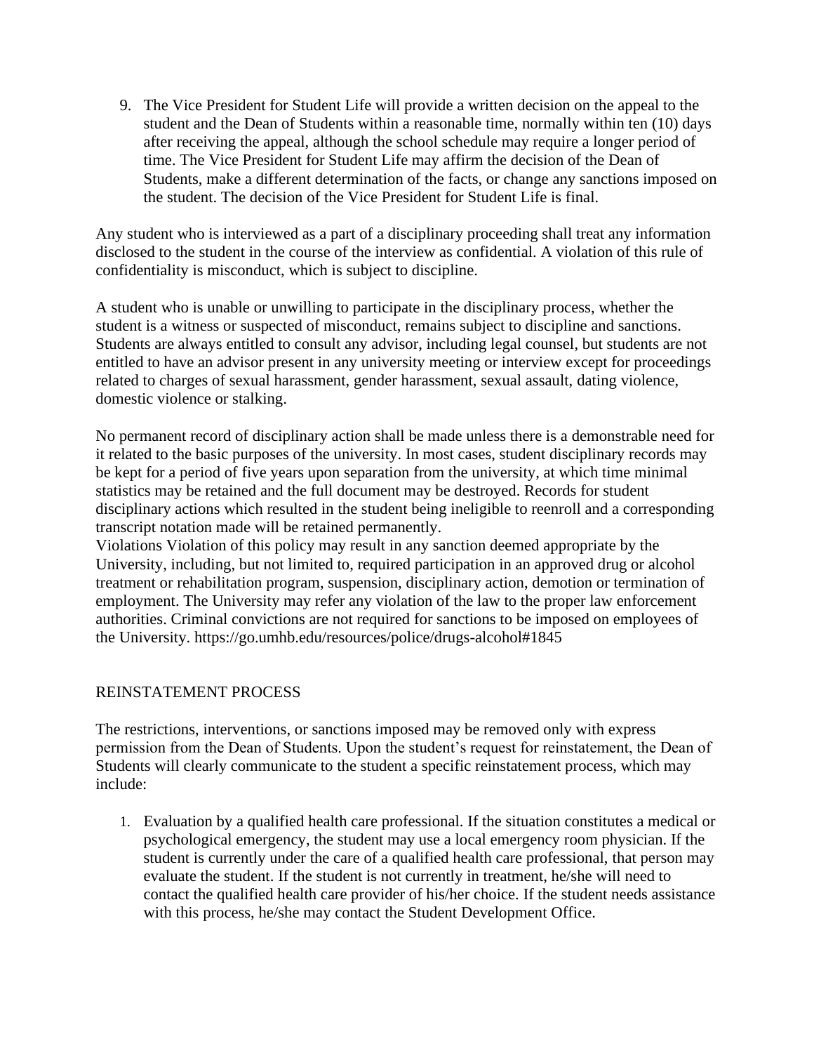9. The Vice President for Student Life will provide a written decision on the appeal to the student and the Dean of Students within a reasonable time, normally within ten (10) days after receiving the appeal, although the school schedule may require a longer period of time. The Vice President for Student Life may affirm the decision of the Dean of Students, make a different determination of the facts, or change any sanctions imposed on the student. The decision of the Vice President for Student Life is final.

Any student who is interviewed as a part of a disciplinary proceeding shall treat any information disclosed to the student in the course of the interview as confidential. A violation of this rule of confidentiality is misconduct, which is subject to discipline.

A student who is unable or unwilling to participate in the disciplinary process, whether the student is a witness or suspected of misconduct, remains subject to discipline and sanctions. Students are always entitled to consult any advisor, including legal counsel, but students are not entitled to have an advisor present in any university meeting or interview except for proceedings related to charges of sexual harassment, gender harassment, sexual assault, dating violence, domestic violence or stalking.

No permanent record of disciplinary action shall be made unless there is a demonstrable need for it related to the basic purposes of the university. In most cases, student disciplinary records may be kept for a period of five years upon separation from the university, at which time minimal statistics may be retained and the full document may be destroyed. Records for student disciplinary actions which resulted in the student being ineligible to reenroll and a corresponding transcript notation made will be retained permanently.
Violations Violation of this policy may result in any sanction deemed appropriate by the University, including, but not limited to, required participation in an approved drug or alcohol treatment or rehabilitation program, suspension, disciplinary action, demotion or termination of employment. The University may refer any violation of the law to the proper law enforcement authorities. Criminal convictions are not required for sanctions to be imposed on employees of the University. https://go.umhb.edu/resources/police/drugs-alcohol#1845

## REINSTATEMENT PROCESS

The restrictions, interventions, or sanctions imposed may be removed only with express permission from the Dean of Students. Upon the student's request for reinstatement, the Dean of Students will clearly communicate to the student a specific reinstatement process, which may include:

1. Evaluation by a qualified health care professional. If the situation constitutes a medical or psychological emergency, the student may use a local emergency room physician. If the student is currently under the care of a qualified health care professional, that person may evaluate the student. If the student is not currently in treatment, he/she will need to contact the qualified health care provider of his/her choice. If the student needs assistance with this process, he/she may contact the Student Development Office.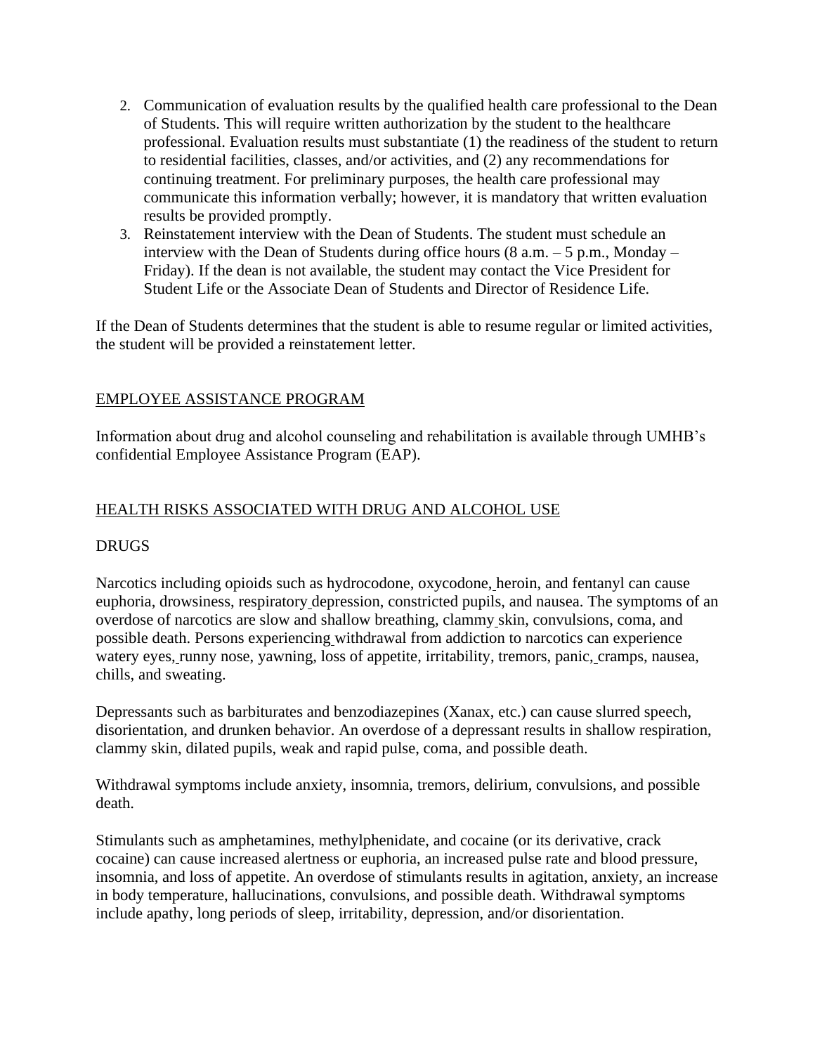2. Communication of evaluation results by the qualified health care professional to the Dean of Students. This will require written authorization by the student to the healthcare professional. Evaluation results must substantiate (1) the readiness of the student to return to residential facilities, classes, and/or activities, and (2) any recommendations for continuing treatment. For preliminary purposes, the health care professional may communicate this information verbally; however, it is mandatory that written evaluation results be provided promptly.
3. Reinstatement interview with the Dean of Students. The student must schedule an interview with the Dean of Students during office hours (8 a.m. – 5 p.m., Monday – Friday). If the dean is not available, the student may contact the Vice President for Student Life or the Associate Dean of Students and Director of Residence Life.

If the Dean of Students determines that the student is able to resume regular or limited activities, the student will be provided a reinstatement letter.

## EMPLOYEE ASSISTANCE PROGRAM

Information about drug and alcohol counseling and rehabilitation is available through UMHB's confidential Employee Assistance Program (EAP).

## HEALTH RISKS ASSOCIATED WITH DRUG AND ALCOHOL USE

### DRUGS

Narcotics including opioids such as hydrocodone, oxycodone, heroin, and fentanyl can cause euphoria, drowsiness, respiratory depression, constricted pupils, and nausea. The symptoms of an overdose of narcotics are slow and shallow breathing, clammy skin, convulsions, coma, and possible death. Persons experiencing withdrawal from addiction to narcotics can experience watery eyes, runny nose, yawning, loss of appetite, irritability, tremors, panic, cramps, nausea, chills, and sweating.

Depressants such as barbiturates and benzodiazepines (Xanax, etc.) can cause slurred speech, disorientation, and drunken behavior. An overdose of a depressant results in shallow respiration, clammy skin, dilated pupils, weak and rapid pulse, coma, and possible death.

Withdrawal symptoms include anxiety, insomnia, tremors, delirium, convulsions, and possible death.

Stimulants such as amphetamines, methylphenidate, and cocaine (or its derivative, crack cocaine) can cause increased alertness or euphoria, an increased pulse rate and blood pressure, insomnia, and loss of appetite. An overdose of stimulants results in agitation, anxiety, an increase in body temperature, hallucinations, convulsions, and possible death. Withdrawal symptoms include apathy, long periods of sleep, irritability, depression, and/or disorientation.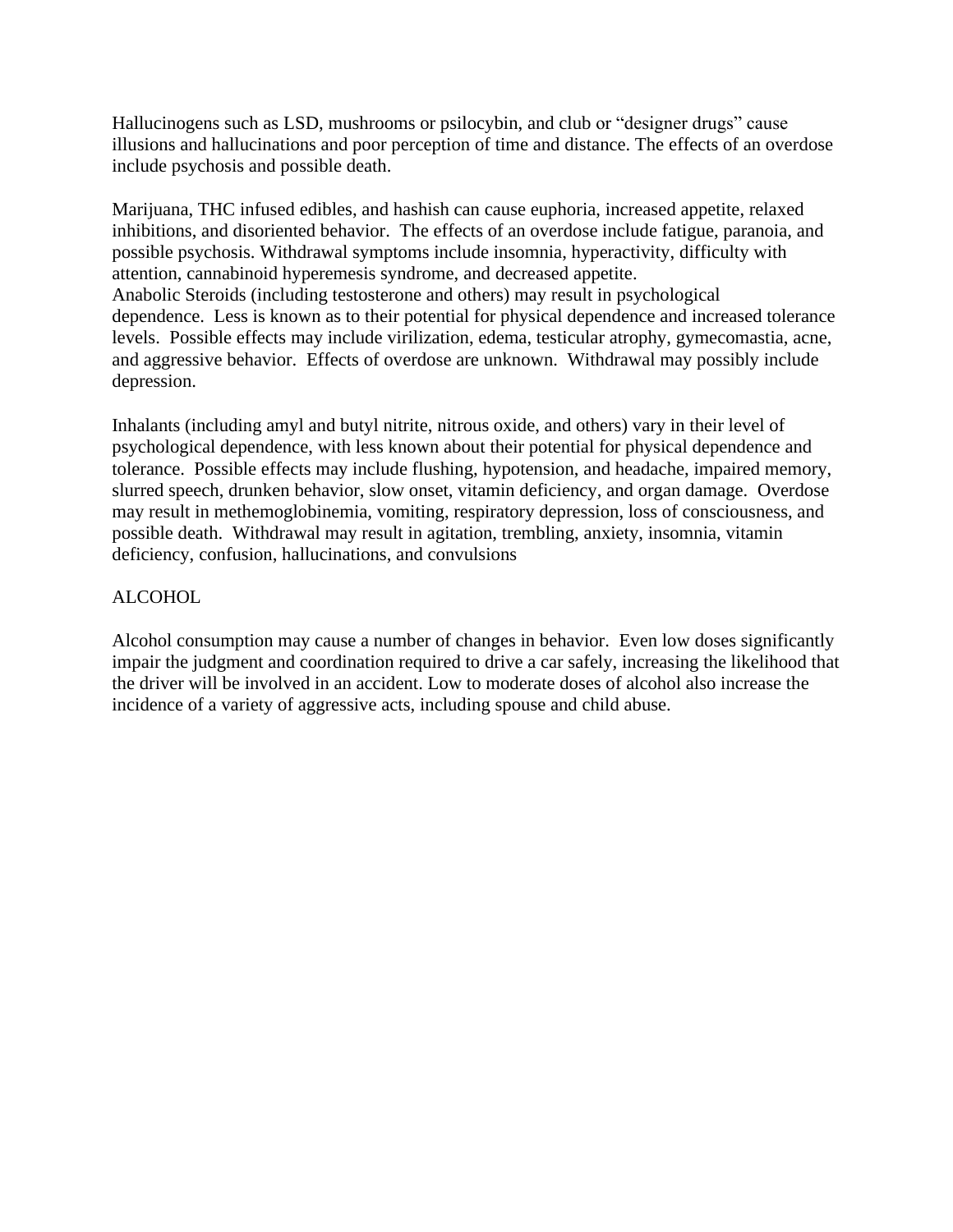Hallucinogens such as LSD, mushrooms or psilocybin, and club or "designer drugs" cause illusions and hallucinations and poor perception of time and distance. The effects of an overdose include psychosis and possible death.

Marijuana, THC infused edibles, and hashish can cause euphoria, increased appetite, relaxed inhibitions, and disoriented behavior. The effects of an overdose include fatigue, paranoia, and possible psychosis. Withdrawal symptoms include insomnia, hyperactivity, difficulty with attention, cannabinoid hyperemesis syndrome, and decreased appetite.
Anabolic Steroids (including testosterone and others) may result in psychological dependence. Less is known as to their potential for physical dependence and increased tolerance levels. Possible effects may include virilization, edema, testicular atrophy, gymecomastia, acne, and aggressive behavior. Effects of overdose are unknown. Withdrawal may possibly include depression.

Inhalants (including amyl and butyl nitrite, nitrous oxide, and others) vary in their level of psychological dependence, with less known about their potential for physical dependence and tolerance. Possible effects may include flushing, hypotension, and headache, impaired memory, slurred speech, drunken behavior, slow onset, vitamin deficiency, and organ damage. Overdose may result in methemoglobinemia, vomiting, respiratory depression, loss of consciousness, and possible death. Withdrawal may result in agitation, trembling, anxiety, insomnia, vitamin deficiency, confusion, hallucinations, and convulsions

ALCOHOL

Alcohol consumption may cause a number of changes in behavior. Even low doses significantly impair the judgment and coordination required to drive a car safely, increasing the likelihood that the driver will be involved in an accident. Low to moderate doses of alcohol also increase the incidence of a variety of aggressive acts, including spouse and child abuse.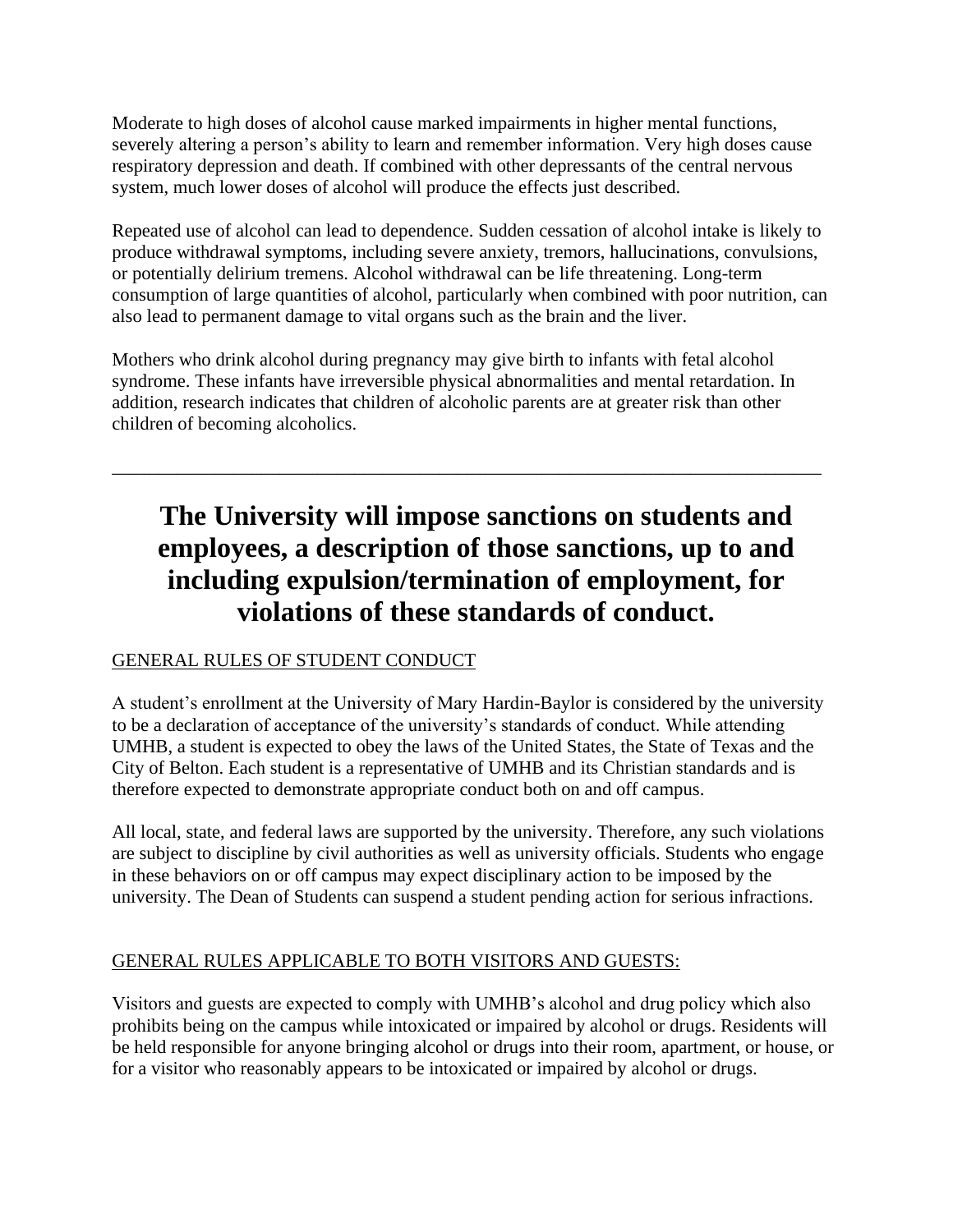Moderate to high doses of alcohol cause marked impairments in higher mental functions, severely altering a person's ability to learn and remember information. Very high doses cause respiratory depression and death. If combined with other depressants of the central nervous system, much lower doses of alcohol will produce the effects just described.

Repeated use of alcohol can lead to dependence. Sudden cessation of alcohol intake is likely to produce withdrawal symptoms, including severe anxiety, tremors, hallucinations, convulsions, or potentially delirium tremens. Alcohol withdrawal can be life threatening. Long-term consumption of large quantities of alcohol, particularly when combined with poor nutrition, can also lead to permanent damage to vital organs such as the brain and the liver.

Mothers who drink alcohol during pregnancy may give birth to infants with fetal alcohol syndrome. These infants have irreversible physical abnormalities and mental retardation. In addition, research indicates that children of alcoholic parents are at greater risk than other children of becoming alcoholics.

---

# The University will impose sanctions on students and employees, a description of those sanctions, up to and including expulsion/termination of employment, for violations of these standards of conduct.

GENERAL RULES OF STUDENT CONDUCT

A student's enrollment at the University of Mary Hardin-Baylor is considered by the university to be a declaration of acceptance of the university's standards of conduct. While attending UMHB, a student is expected to obey the laws of the United States, the State of Texas and the City of Belton. Each student is a representative of UMHB and its Christian standards and is therefore expected to demonstrate appropriate conduct both on and off campus.

All local, state, and federal laws are supported by the university. Therefore, any such violations are subject to discipline by civil authorities as well as university officials. Students who engage in these behaviors on or off campus may expect disciplinary action to be imposed by the university. The Dean of Students can suspend a student pending action for serious infractions.

GENERAL RULES APPLICABLE TO BOTH VISITORS AND GUESTS:

Visitors and guests are expected to comply with UMHB's alcohol and drug policy which also prohibits being on the campus while intoxicated or impaired by alcohol or drugs. Residents will be held responsible for anyone bringing alcohol or drugs into their room, apartment, or house, or for a visitor who reasonably appears to be intoxicated or impaired by alcohol or drugs.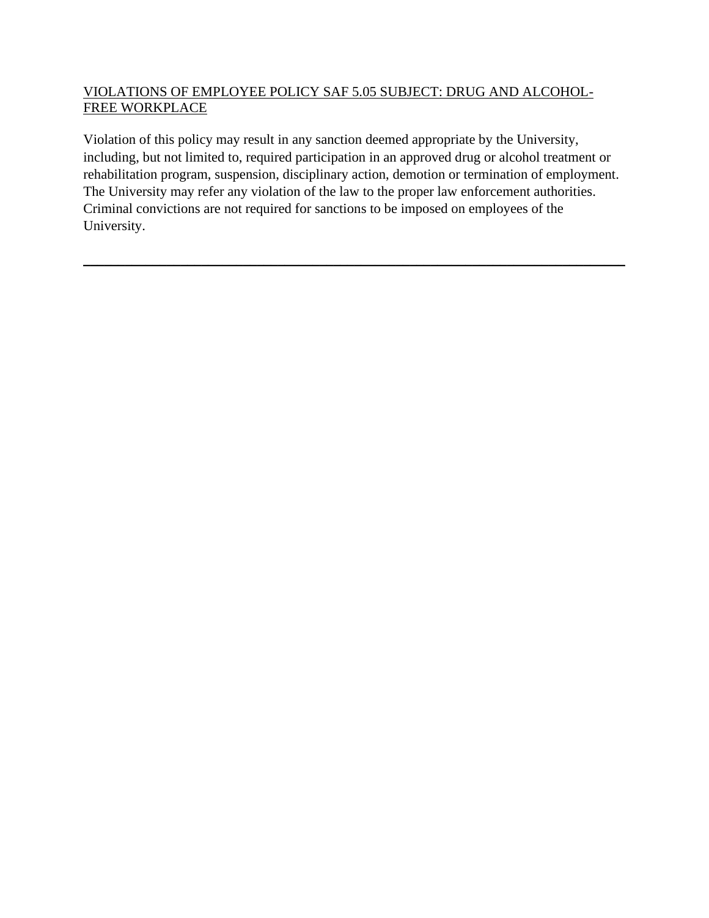VIOLATIONS OF EMPLOYEE POLICY SAF 5.05 SUBJECT: DRUG AND ALCOHOL-FREE WORKPLACE

Violation of this policy may result in any sanction deemed appropriate by the University, including, but not limited to, required participation in an approved drug or alcohol treatment or rehabilitation program, suspension, disciplinary action, demotion or termination of employment. The University may refer any violation of the law to the proper law enforcement authorities. Criminal convictions are not required for sanctions to be imposed on employees of the University.

---